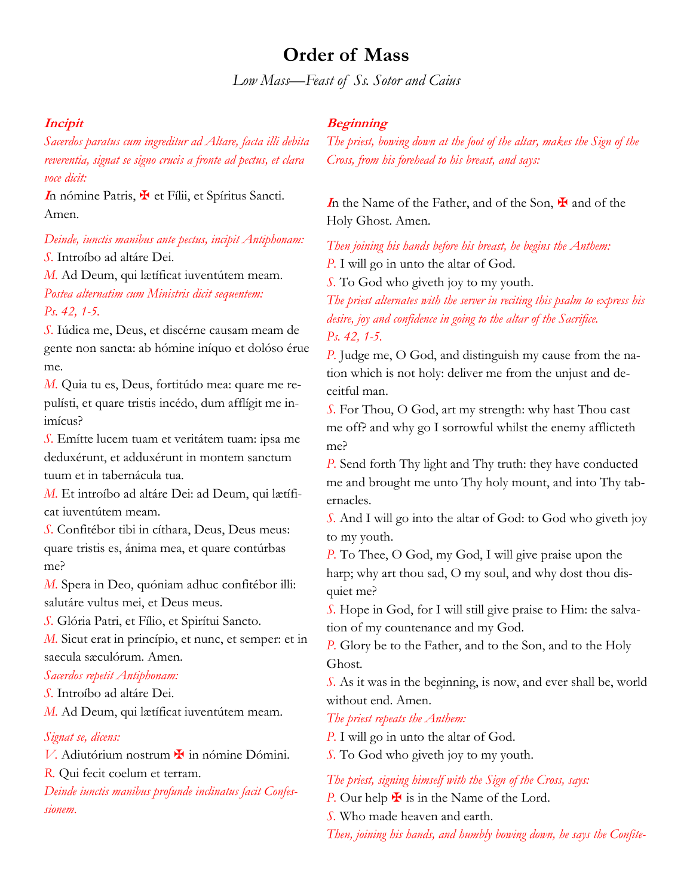# Order of Mass

*Low Mass—Feast of Ss. Sotor and Caius*

## *Incipit*

*Sacerdos paratus cum ingreditur ad Altare, facta illi debita reverentia, signat se signo crucis a fronte ad pectus, et clara voce dicit:*

In nómine Patris, ✠ et Fílii, et Spíritus Sancti. Amen.

*Deinde, iunctis manibus ante pectus, incipit Antiphonam:*

*S.* Introíbo ad altáre Dei.

*M.* Ad Deum, qui lætíficat iuventútem meam.

*Postea alternatim cum Ministris dicit sequentem:*

*Ps. 42, 1-5.*

*S.* Iúdica me, Deus, et discérne causam meam de gente non sancta: ab hómine iníquo et dolóso érue me.

*M.* Quia tu es, Deus, fortitúdo mea: quare me repulísti, et quare tristis incédo, dum afflígit me inimícus?

*S.* Emítte lucem tuam et veritátem tuam: ipsa me deduxérunt, et adduxérunt in montem sanctum tuum et in tabernácula tua.

*M.* Et introíbo ad altáre Dei: ad Deum, qui lætíficat iuventútem meam.

*S.* Confitébor tibi in cíthara, Deus, Deus meus: quare tristis es, ánima mea, et quare contúrbas me?

*M.* Spera in Deo, quóniam adhuc confitébor illi: salutáre vultus mei, et Deus meus.

*S.* Glória Patri, et Fílio, et Spirítui Sancto.

*M.* Sicut erat in princípio, et nunc, et semper: et in saecula sæculórum. Amen.

*Sacerdos repetit Antiphonam:*

*S.* Introíbo ad altáre Dei.

*M.* Ad Deum, qui lætíficat iuventútem meam.

*Signat se, dicens:*

*V.* Adiutórium nostrum ✠ in nómine Dómini.

*R.* Qui fecit coelum et terram.

*Deinde iunctis manibus profunde inclinatus facit Confessionem.*

## *Beginning*

*The priest, bowing down at the foot of the altar, makes the Sign of the Cross, from his forehead to his breast, and says:*

In the Name of the Father, and of the Son, ✠ and of the Holy Ghost. Amen.

*Then joining his hands before his breast, he begins the Anthem:*

*P.* I will go in unto the altar of God.

*S.* To God who giveth joy to my youth.

*The priest alternates with the server in reciting this psalm to express his desire, joy and confidence in going to the altar of the Sacrifice.*

*Ps. 42, 1-5.*

*P.* Judge me, O God, and distinguish my cause from the nation which is not holy: deliver me from the unjust and deceitful man.

*S.* For Thou, O God, art my strength: why hast Thou cast me off? and why go I sorrowful whilst the enemy afflicteth me?

*P.* Send forth Thy light and Thy truth: they have conducted me and brought me unto Thy holy mount, and into Thy tabernacles.

*S.* And I will go into the altar of God: to God who giveth joy to my youth.

*P.* To Thee, O God, my God, I will give praise upon the harp; why art thou sad, O my soul, and why dost thou disquiet me?

*S.* Hope in God, for I will still give praise to Him: the salvation of my countenance and my God.

*P.* Glory be to the Father, and to the Son, and to the Holy Ghost.

*S.* As it was in the beginning, is now, and ever shall be, world without end. Amen.

*The priest repeats the Anthem:*

*P.* I will go in unto the altar of God.

*S.* To God who giveth joy to my youth.

*The priest, signing himself with the Sign of the Cross, says:*

*P.* Our help ✠ is in the Name of the Lord.

*S.* Who made heaven and earth.

*Then, joining his hands, and humbly bowing down, he says the Confite-*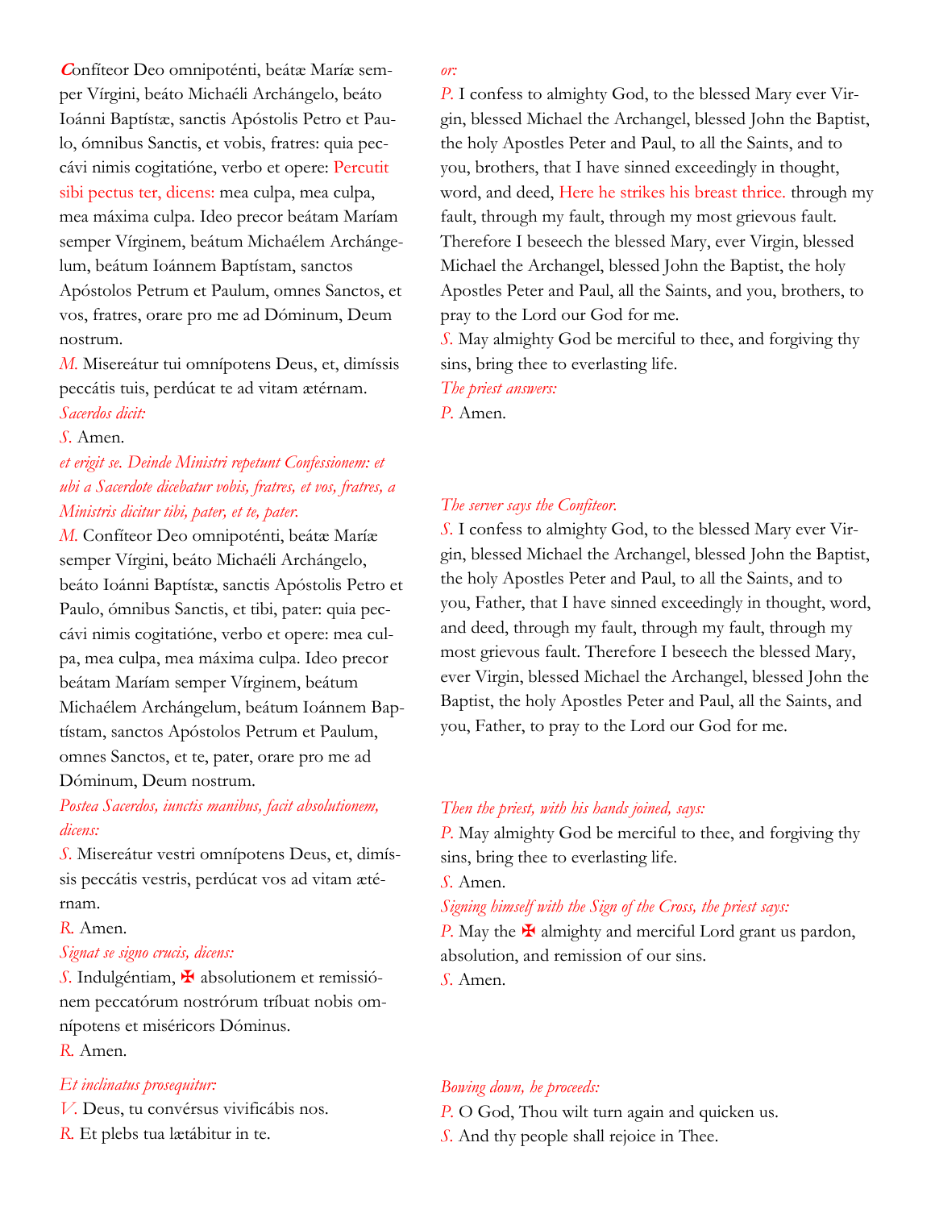**C**onfíteor Deo omnipoténti, beátæ Maríæ semper Vírgini, beáto Michaéli Archángelo, beáto Ioánni Baptístæ, sanctis Apóstolis Petro et Paulo, ómnibus Sanctis, et vobis, fratres: quia peccávi nimis cogitatióne, verbo et opere: *Percutit sibi pectus ter, dicens:* mea culpa, mea culpa, mea máxima culpa. Ideo precor beátam Maríam semper Vírginem, beátum Michaélem Archángelum, beátum Ioánnem Baptístam, sanctos Apóstolos Petrum et Paulum, omnes Sanctos, et vos, fratres, orare pro me ad Dóminum, Deum nostrum.

*M.* Misereátur tui omnípotens Deus, et, dimíssis peccátis tuis, perdúcat te ad vitam ætérnam.

*Sacerdos dicit:*

*S.* Amen.

*et erigit se. Deinde Ministri repetunt Confessionem: et ubi a Sacerdote dicebatur vobis, fratres, et vos, fratres, a Ministris dicitur tibi, pater, et te, pater.*

*M.* Confíteor Deo omnipoténti, beátæ Maríæ semper Vírgini, beáto Michaéli Archángelo, beáto Ioánni Baptístæ, sanctis Apóstolis Petro et Paulo, ómnibus Sanctis, et tibi, pater: quia peccávi nimis cogitatióne, verbo et opere: mea culpa, mea culpa, mea máxima culpa. Ideo precor beátam Maríam semper Vírginem, beátum Michaélem Archángelum, beátum Ioánnem Baptístam, sanctos Apóstolos Petrum et Paulum, omnes Sanctos, et te, pater, orare pro me ad Dóminum, Deum nostrum.

*Postea Sacerdos, iunctis manibus, facit absolutionem, dicens:*

*S.* Misereátur vestri omnípotens Deus, et, dimíssis peccátis vestris, perdúcat vos ad vitam ætérnam.

*R.* Amen.

*Signat se signo crucis, dicens:*

*S.* Indulgéntiam, ✠ absolutionem et remissiónem peccatórum nostrórum tríbuat nobis omnípotens et miséricors Dóminus.

*R.* Amen.

*Et inclinatus prosequitur:*

*V.* Deus, tu convérsus vivificábis nos.

*R.* Et plebs tua lætábitur in te.

*or:*

*P.* I confess to almighty God, to the blessed Mary ever Virgin, blessed Michael the Archangel, blessed John the Baptist, the holy Apostles Peter and Paul, to all the Saints, and to you, brothers, that I have sinned exceedingly in thought, word, and deed, *Here he strikes his breast thrice.* through my fault, through my fault, through my most grievous fault. Therefore I beseech the blessed Mary, ever Virgin, blessed Michael the Archangel, blessed John the Baptist, the holy Apostles Peter and Paul, all the Saints, and you, brothers, to pray to the Lord our God for me.

*S.* May almighty God be merciful to thee, and forgiving thy sins, bring thee to everlasting life.

*The priest answers:*

*P.* Amen.

*The server says the Confiteor.*

*S.* I confess to almighty God, to the blessed Mary ever Virgin, blessed Michael the Archangel, blessed John the Baptist, the holy Apostles Peter and Paul, to all the Saints, and to you, Father, that I have sinned exceedingly in thought, word, and deed, through my fault, through my fault, through my most grievous fault. Therefore I beseech the blessed Mary, ever Virgin, blessed Michael the Archangel, blessed John the Baptist, the holy Apostles Peter and Paul, all the Saints, and you, Father, to pray to the Lord our God for me.

*Then the priest, with his hands joined, says:*

*P.* May almighty God be merciful to thee, and forgiving thy sins, bring thee to everlasting life.

*S.* Amen.

*Signing himself with the Sign of the Cross, the priest says:*

*P.* May the ✠ almighty and merciful Lord grant us pardon, absolution, and remission of our sins.

*S.* Amen.

*Bowing down, he proceeds:*

*P.* O God, Thou wilt turn again and quicken us.

*S.* And thy people shall rejoice in Thee.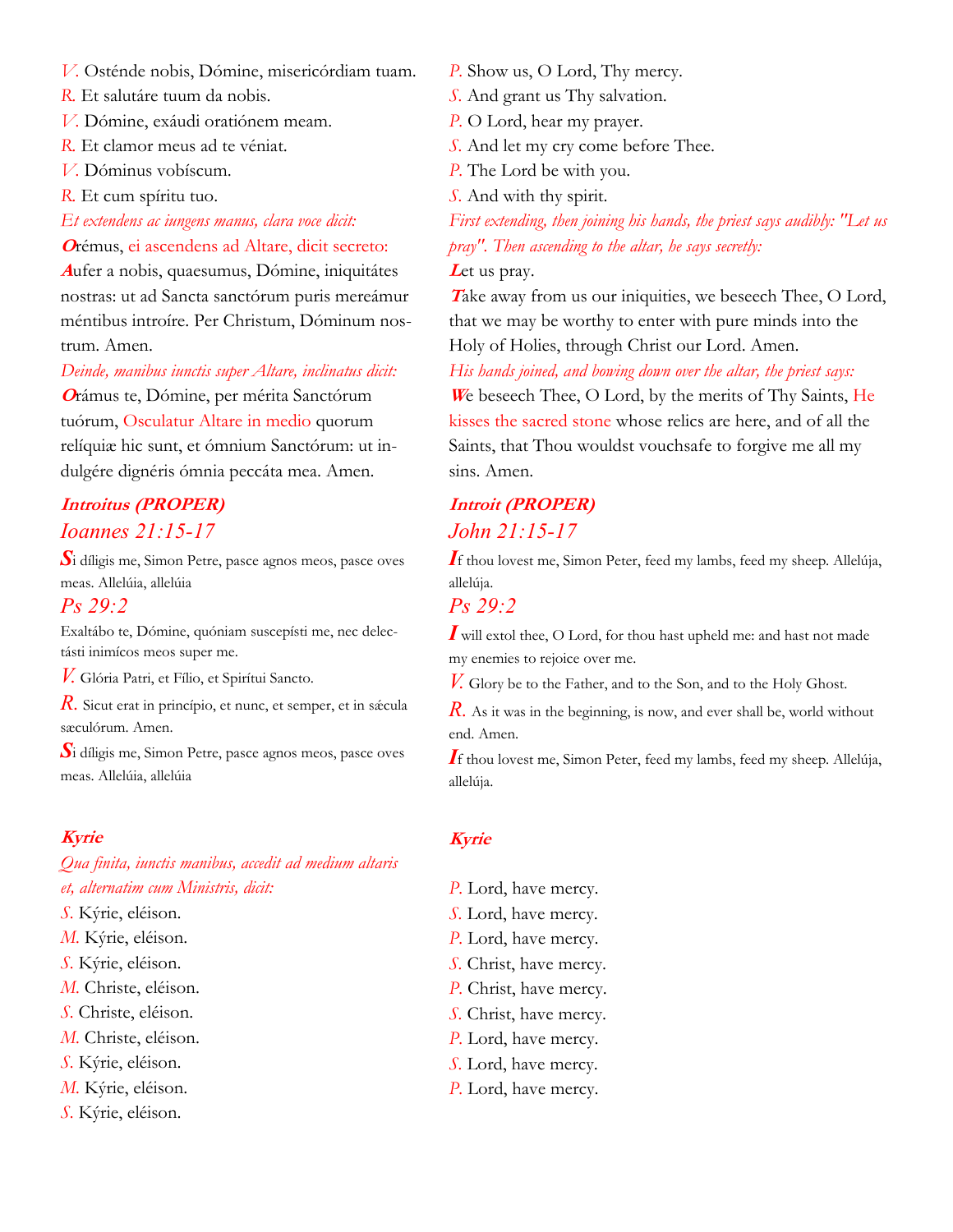*V.* Osténde nobis, Dómine, misericórdiam tuam.
*R.* Et salutáre tuum da nobis.
*V.* Dómine, exáudi oratiónem meam.
*R.* Et clamor meus ad te véniat.
*V.* Dóminus vobíscum.
*R.* Et cum spíritu tuo.

*Et extendens ac iungens manus, clara voce dicit:*

**O**rémus, ei ascendens ad Altare, dicit secreto:

**A**ufer a nobis, quaesumus, Dómine, iniquitátes nostras: ut ad Sancta sanctórum puris mereámur méntibus introíre. Per Christum, Dóminum nostrum. Amen.

*Deinde, manibus iunctis super Altare, inclinatus dicit:*

**O**rámus te, Dómine, per mérita Sanctórum tuórum, Osculatur Altare in medio quorum relíquiæ hic sunt, et ómnium Sanctórum: ut indulgére dignéris ómnia peccáta mea. Amen.

*P.* Show us, O Lord, Thy mercy.
*S.* And grant us Thy salvation.
*P.* O Lord, hear my prayer.
*S.* And let my cry come before Thee.
*P.* The Lord be with you.
*S.* And with thy spirit.

*First extending, then joining his hands, the priest says audibly: "Let us pray". Then ascending to the altar, he says secretly:*

**L**et us pray.

**T**ake away from us our iniquities, we beseech Thee, O Lord, that we may be worthy to enter with pure minds into the Holy of Holies, through Christ our Lord. Amen.

*His hands joined, and bowing down over the altar, the priest says:*

**W**e beseech Thee, O Lord, by the merits of Thy Saints, He kisses the sacred stone whose relics are here, and of all the Saints, that Thou wouldst vouchsafe to forgive me all my sins. Amen.

## *Introitus (PROPER)*

### *Ioannes 21:15-17*

**S**i díligis me, Simon Petre, pasce agnos meos, pasce oves meas. Allelúia, allelúia

### *Ps 29:2*

Exaltábo te, Dómine, quóniam suscepísti me, nec delectásti inimícos meos super me.

*V.* Glória Patri, et Fílio, et Spirítui Sancto.
*R.* Sicut erat in princípio, et nunc, et semper, et in sǽcula sæculórum. Amen.

**S**i díligis me, Simon Petre, pasce agnos meos, pasce oves meas. Allelúia, allelúia

## *Introit (PROPER)*

### *John 21:15-17*

**I**f thou lovest me, Simon Peter, feed my lambs, feed my sheep. Allelúja, allelúja.

### *Ps 29:2*

**I** will extol thee, O Lord, for thou hast upheld me: and hast not made my enemies to rejoice over me.

*V.* Glory be to the Father, and to the Son, and to the Holy Ghost.
*R.* As it was in the beginning, is now, and ever shall be, world without end. Amen.

**I**f thou lovest me, Simon Peter, feed my lambs, feed my sheep. Allelúja, allelúja.

## *Kyrie*

*Qua finita, iunctis manibus, accedit ad medium altaris et, alternatim cum Ministris, dicit:*

*S.* Kýrie, eléison.
*M.* Kýrie, eléison.
*S.* Kýrie, eléison.
*M.* Christe, eléison.
*S.* Christe, eléison.
*M.* Christe, eléison.
*S.* Kýrie, eléison.
*M.* Kýrie, eléison.
*S.* Kýrie, eléison.

## *Kyrie*

*P.* Lord, have mercy.
*S.* Lord, have mercy.
*P.* Lord, have mercy.
*S.* Christ, have mercy.
*P.* Christ, have mercy.
*S.* Christ, have mercy.
*P.* Lord, have mercy.
*S.* Lord, have mercy.
*P.* Lord, have mercy.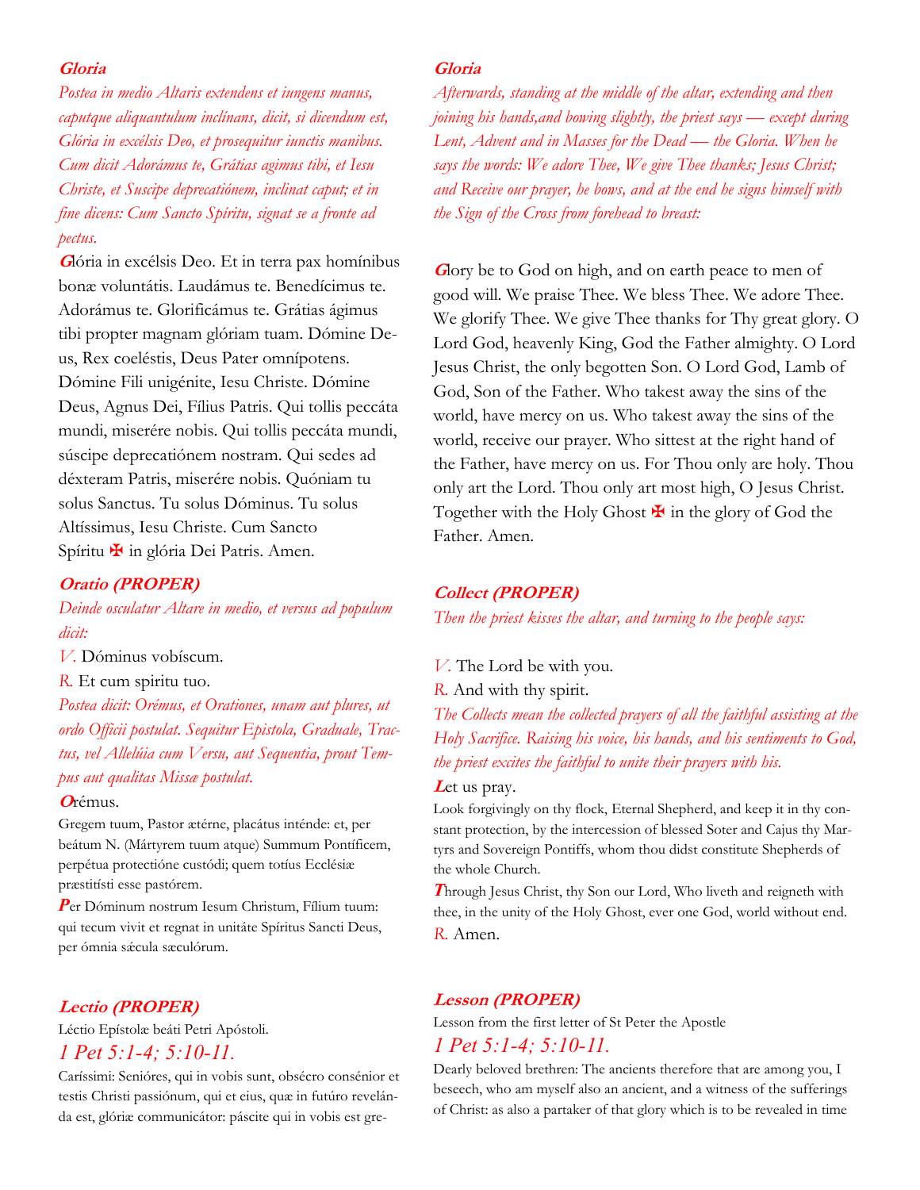### Gloria

*Postea in medio Altaris extendens et iungens manus, caputque aliquantulum inclínans, dicit, si dicendum est, Glória in excélsis Deo, et prosequitur iunctis manibus. Cum dicit Adorámus te, Grátias agimus tibi, et Iesu Christe, et Suscipe deprecatiónem, inclinat caput; et in fine dicens: Cum Sancto Spíritu, signat se a fronte ad pectus.*

**G**lória in excélsis Deo. Et in terra pax homínibus bonæ voluntátis. Laudámus te. Benedícimus te. Adorámus te. Glorificámus te. Grátias ágimus tibi propter magnam glóriam tuam. Dómine Deus, Rex coeléstis, Deus Pater omnípotens. Dómine Fili unigénite, Iesu Christe. Dómine Deus, Agnus Dei, Fílius Patris. Qui tollis peccáta mundi, miserére nobis. Qui tollis peccáta mundi, súscipe deprecatiónem nostram. Qui sedes ad déxteram Patris, miserére nobis. Quóniam tu solus Sanctus. Tu solus Dóminus. Tu solus Altíssimus, Iesu Christe. Cum Sancto Spíritu ✠ in glória Dei Patris. Amen.

### Gloria

*Afterwards, standing at the middle of the altar, extending and then joining his hands,and bowing slightly, the priest says — except during Lent, Advent and in Masses for the Dead — the Gloria. When he says the words: We adore Thee, We give Thee thanks; Jesus Christ; and Receive our prayer, he bows, and at the end he signs himself with the Sign of the Cross from forehead to breast:*

**G**lory be to God on high, and on earth peace to men of good will. We praise Thee. We bless Thee. We adore Thee. We glorify Thee. We give Thee thanks for Thy great glory. O Lord God, heavenly King, God the Father almighty. O Lord Jesus Christ, the only begotten Son. O Lord God, Lamb of God, Son of the Father. Who takest away the sins of the world, have mercy on us. Who takest away the sins of the world, receive our prayer. Who sittest at the right hand of the Father, have mercy on us. For Thou only are holy. Thou only art the Lord. Thou only art most high, O Jesus Christ. Together with the Holy Ghost ✠ in the glory of God the Father. Amen.

### Oratio (PROPER)

*Deinde osculatur Altare in medio, et versus ad populum dicit:*

*V.* Dóminus vobíscum.

*R.* Et cum spiritu tuo.

*Postea dicit: Orémus, et Orationes, unam aut plures, ut ordo Officii postulat. Sequitur Epistola, Graduale, Tractus, vel Allelúia cum Versu, aut Sequentia, prout Tempus aut qualitas Missæ postulat.*

**O**rémus.

Gregem tuum, Pastor ætérne, placátus inténde: et, per beátum N. (Mártyrem tuum atque) Summum Pontíficem, perpétua protectióne custódi; quem totíus Ecclésiæ præstitísti esse pastórem.

**P**er Dóminum nostrum Iesum Christum, Fílium tuum: qui tecum vivit et regnat in unitáte Spíritus Sancti Deus, per ómnia sǽcula sæculórum.

### Collect (PROPER)

*Then the priest kisses the altar, and turning to the people says:*

*V.* The Lord be with you.

*R.* And with thy spirit.

*The Collects mean the collected prayers of all the faithful assisting at the Holy Sacrifice. Raising his voice, his hands, and his sentiments to God, the priest excites the faithful to unite their prayers with his.*

**L**et us pray.

Look forgivingly on thy flock, Eternal Shepherd, and keep it in thy constant protection, by the intercession of blessed Soter and Cajus thy Martyrs and Sovereign Pontiffs, whom thou didst constitute Shepherds of the whole Church.

**T**hrough Jesus Christ, thy Son our Lord, Who liveth and reigneth with thee, in the unity of the Holy Ghost, ever one God, world without end.

*R.* Amen.

### Lectio (PROPER)

Léctio Epístolæ beáti Petri Apóstoli.

*1 Pet 5:1-4; 5:10-11.*

Caríssimi: Senióres, qui in vobis sunt, obsécro consénior et testis Christi passiónum, qui et eius, quæ in futúro revelánda est, glóriæ communicátor: páscite qui in vobis est gre-

### Lesson (PROPER)

Lesson from the first letter of St Peter the Apostle

*1 Pet 5:1-4; 5:10-11.*

Dearly beloved brethren: The ancients therefore that are among you, I beseech, who am myself also an ancient, and a witness of the sufferings of Christ: as also a partaker of that glory which is to be revealed in time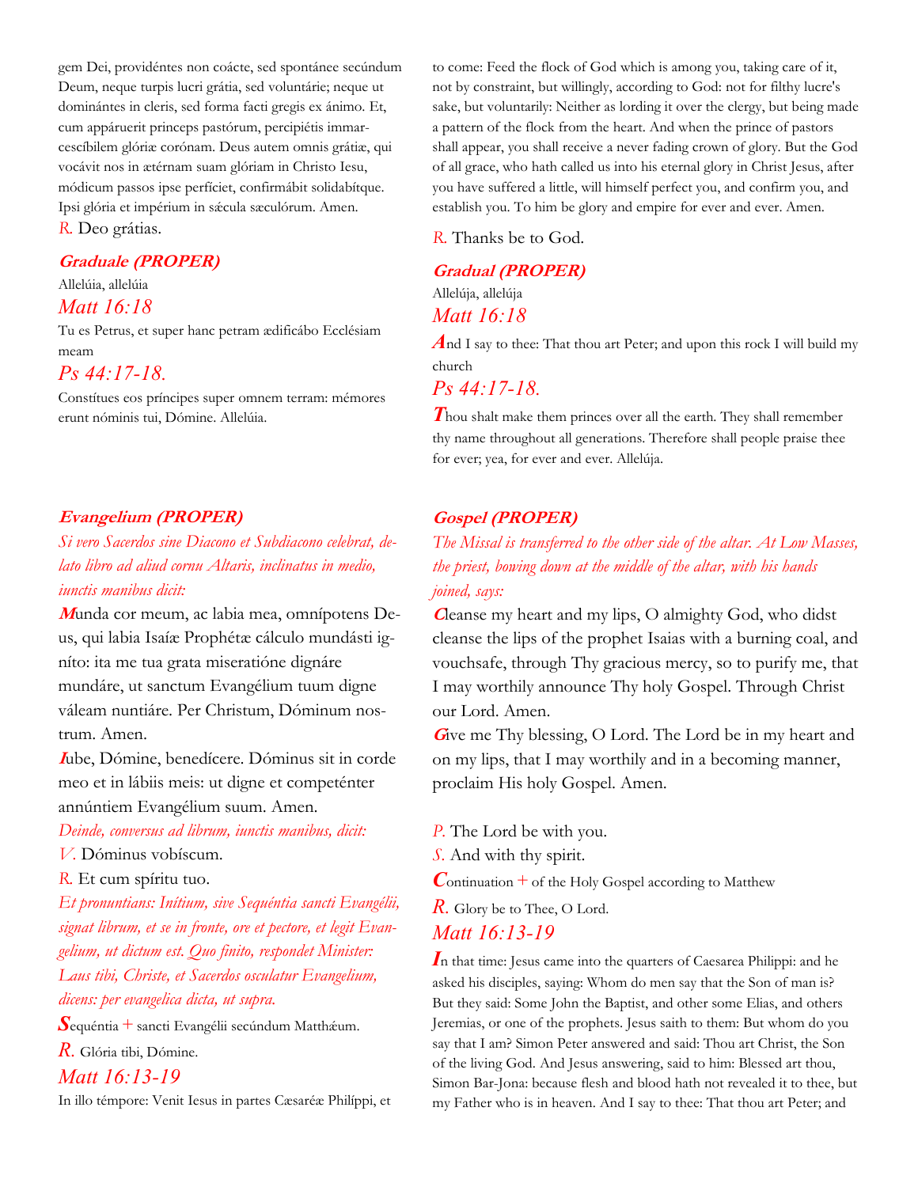gem Dei, providéntes non coácte, sed spontánee secúndum Deum, neque turpis lucri grátia, sed voluntárie; neque ut dominántes in cleris, sed forma facti gregis ex ánimo. Et, cum appáruerit princeps pastórum, percipiétis immarcescíbilem glóriæ corónam. Deus autem omnis grátiæ, qui vocávit nos in ætérnam suam glóriam in Christo Iesu, módicum passos ipse perfíciet, confirmábit solidabítque. Ipsi glória et impérium in sǽcula sæculórum. Amen.

*R.* Deo grátias.

### Graduale (PROPER)

Allelúia, allelúia

*Matt 16:18*

Tu es Petrus, et super hanc petram ædificábo Ecclésiam meam

*Ps 44:17-18.*

Constítues eos príncipes super omnem terram: mémores erunt nóminis tui, Dómine. Allelúia.

### Evangelium (PROPER)

*Si vero Sacerdos sine Diacono et Subdiacono celebrat, delato libro ad aliud cornu Altaris, inclinatus in medio, iunctis manibus dicit:*

**M**unda cor meum, ac labia mea, omnípotens Deus, qui labia Isaíæ Prophétæ cálculo mundásti igníto: ita me tua grata miseratióne dignáre mundáre, ut sanctum Evangélium tuum digne váleam nuntiáre. Per Christum, Dóminum nostrum. Amen.

**I**ube, Dómine, benedícere. Dóminus sit in corde meo et in lábiis meis: ut digne et competénter annúntiem Evangélium suum. Amen.

*Deinde, conversus ad librum, iunctis manibus, dicit:*

*V.* Dóminus vobíscum.

*R.* Et cum spíritu tuo.

*Et pronuntians: Inítium, sive Sequéntia sancti Evangélii, signat librum, et se in fronte, ore et pectore, et legit Evangelium, ut dictum est. Quo finito, respondet Minister: Laus tibi, Christe, et Sacerdos osculatur Evangelium, dicens: per evangelica dicta, ut supra.*

**S**equéntia + sancti Evangélii secúndum Matthǽum.

*R.* Glória tibi, Dómine.

*Matt 16:13-19*

In illo témpore: Venit Iesus in partes Cæsaréæ Philíppi, et

---

to come: Feed the flock of God which is among you, taking care of it, not by constraint, but willingly, according to God: not for filthy lucre's sake, but voluntarily: Neither as lording it over the clergy, but being made a pattern of the flock from the heart. And when the prince of pastors shall appear, you shall receive a never fading crown of glory. But the God of all grace, who hath called us into his eternal glory in Christ Jesus, after you have suffered a little, will himself perfect you, and confirm you, and establish you. To him be glory and empire for ever and ever. Amen.

*R.* Thanks be to God.

### Gradual (PROPER)

Allelúja, allelúja

*Matt 16:18*

**A**nd I say to thee: That thou art Peter; and upon this rock I will build my church

*Ps 44:17-18.*

**T**hou shalt make them princes over all the earth. They shall remember thy name throughout all generations. Therefore shall people praise thee for ever; yea, for ever and ever. Allelúja.

### Gospel (PROPER)

*The Missal is transferred to the other side of the altar. At Low Masses, the priest, bowing down at the middle of the altar, with his hands joined, says:*

**C**leanse my heart and my lips, O almighty God, who didst cleanse the lips of the prophet Isaias with a burning coal, and vouchsafe, through Thy gracious mercy, so to purify me, that I may worthily announce Thy holy Gospel. Through Christ our Lord. Amen.

**G**ive me Thy blessing, O Lord. The Lord be in my heart and on my lips, that I may worthily and in a becoming manner, proclaim His holy Gospel. Amen.

*P.* The Lord be with you.

*S.* And with thy spirit.

**C**ontinuation + of the Holy Gospel according to Matthew

*R.* Glory be to Thee, O Lord.

*Matt 16:13-19*

**I**n that time: Jesus came into the quarters of Caesarea Philippi: and he asked his disciples, saying: Whom do men say that the Son of man is? But they said: Some John the Baptist, and other some Elias, and others Jeremias, or one of the prophets. Jesus saith to them: But whom do you say that I am? Simon Peter answered and said: Thou art Christ, the Son of the living God. And Jesus answering, said to him: Blessed art thou, Simon Bar-Jona: because flesh and blood hath not revealed it to thee, but my Father who is in heaven. And I say to thee: That thou art Peter; and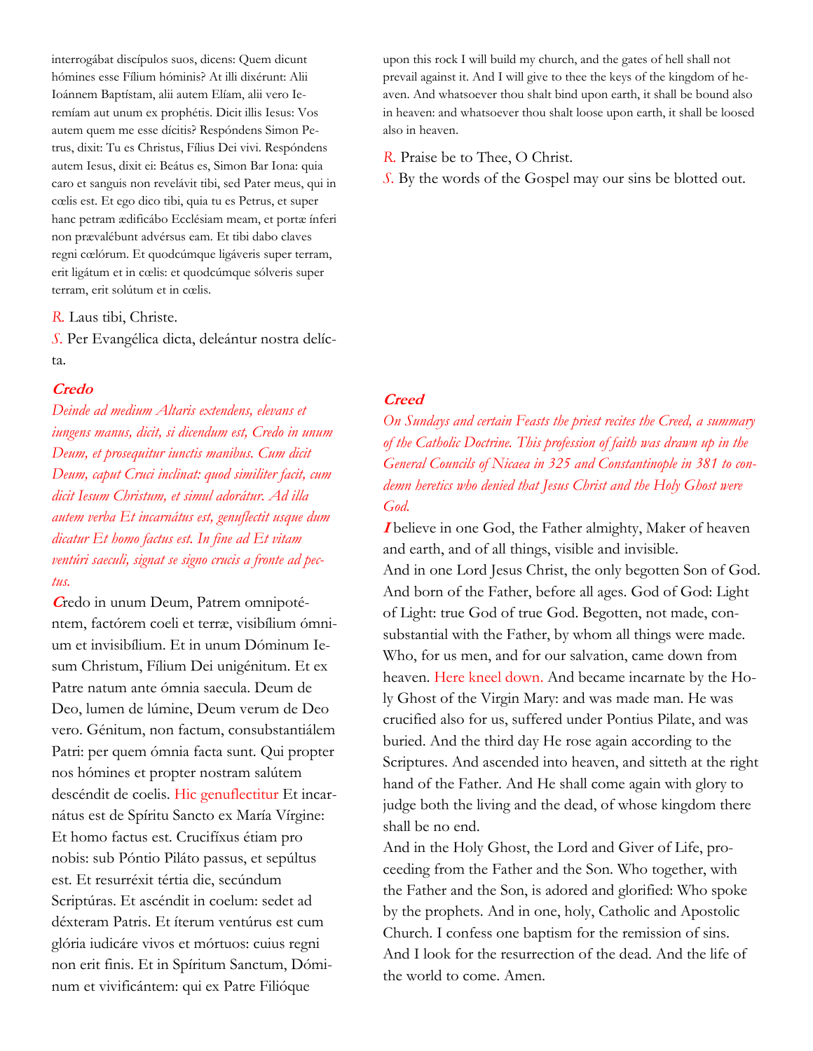interrogábat discípulos suos, dicens: Quem dicunt hómines esse Fílium hóminis? At illi dixérunt: Alii Ioánnem Baptístam, alii autem Elíam, alii vero Ieremíam aut unum ex prophétis. Dicit illis Iesus: Vos autem quem me esse dícitis? Respóndens Simon Petrus, dixit: Tu es Christus, Fílius Dei vivi. Respóndens autem Iesus, dixit ei: Beátus es, Simon Bar Iona: quia caro et sanguis non revelávit tibi, sed Pater meus, qui in cœlis est. Et ego dico tibi, quia tu es Petrus, et super hanc petram ædificábo Ecclésiam meam, et portæ ínferi non prævalébunt advérsus eam. Et tibi dabo claves regni cœlórum. Et quodcúmque ligáveris super terram, erit ligátum et in cœlis: et quodcúmque sólveris super terram, erit solútum et in cœlis.

*R.* Laus tibi, Christe.

*S.* Per Evangélica dicta, deleántur nostra delícta.

upon this rock I will build my church, and the gates of hell shall not prevail against it. And I will give to thee the keys of the kingdom of heaven. And whatsoever thou shalt bind upon earth, it shall be bound also in heaven: and whatsoever thou shalt loose upon earth, it shall be loosed also in heaven.

*R.* Praise be to Thee, O Christ.

*S.* By the words of the Gospel may our sins be blotted out.

### Credo

*Deinde ad medium Altaris extendens, elevans et iungens manus, dicit, si dicendum est, Credo in unum Deum, et prosequitur iunctis manibus. Cum dicit Deum, caput Cruci inclinat: quod similiter facit, cum dicit Iesum Christum, et simul adorátur. Ad illa autem verba Et incarnátus est, genuflectit usque dum dicatur Et homo factus est. In fine ad Et vitam ventúri saeculi, signat se signo crucis a fronte ad pectus.*

**C**redo in unum Deum, Patrem omnipoténtem, factórem coeli et terræ, visibílium ómnium et invisibílium. Et in unum Dóminum Iesum Christum, Fílium Dei unigénitum. Et ex Patre natum ante ómnia saecula. Deum de Deo, lumen de lúmine, Deum verum de Deo vero. Génitum, non factum, consubstantiálem Patri: per quem ómnia facta sunt. Qui propter nos hómines et propter nostram salútem descéndit de coelis. Hic genuflectitur Et incarnátus est de Spíritu Sancto ex María Vírgine: Et homo factus est. Crucifíxus étiam pro nobis: sub Póntio Piláto passus, et sepúltus est. Et resurréxit tértia die, secúndum Scriptúras. Et ascéndit in coelum: sedet ad déxteram Patris. Et íterum ventúrus est cum glória iudicáre vivos et mórtuos: cuius regni non erit finis. Et in Spíritum Sanctum, Dóminum et vivificántem: qui ex Patre Filióque

### Creed

*On Sundays and certain Feasts the priest recites the Creed, a summary of the Catholic Doctrine. This profession of faith was drawn up in the General Councils of Nicaea in 325 and Constantinople in 381 to condemn heretics who denied that Jesus Christ and the Holy Ghost were God.*

**I** believe in one God, the Father almighty, Maker of heaven and earth, and of all things, visible and invisible.
And in one Lord Jesus Christ, the only begotten Son of God. And born of the Father, before all ages. God of God: Light of Light: true God of true God. Begotten, not made, consubstantial with the Father, by whom all things were made. Who, for us men, and for our salvation, came down from heaven. Here kneel down. And became incarnate by the Holy Ghost of the Virgin Mary: and was made man. He was crucified also for us, suffered under Pontius Pilate, and was buried. And the third day He rose again according to the Scriptures. And ascended into heaven, and sitteth at the right hand of the Father. And He shall come again with glory to judge both the living and the dead, of whose kingdom there shall be no end.
And in the Holy Ghost, the Lord and Giver of Life, proceeding from the Father and the Son. Who together, with the Father and the Son, is adored and glorified: Who spoke by the prophets. And in one, holy, Catholic and Apostolic Church. I confess one baptism for the remission of sins. And I look for the resurrection of the dead. And the life of the world to come. Amen.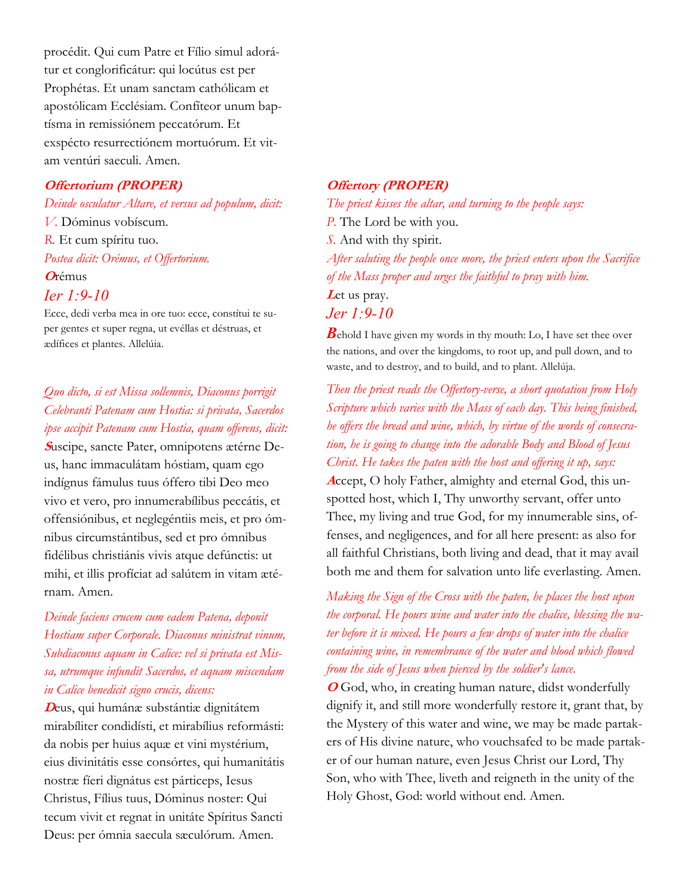procédit. Qui cum Patre et Fílio simul adorátur et conglorificátur: qui locútus est per Prophétas. Et unam sanctam cathólicam et apostólicam Ecclésiam. Confíteor unum baptísma in remissiónem peccatórum. Et exspécto resurrectiónem mortuórum. Et vitam ventúri saeculi. Amen.

### Offertorium (PROPER)

*Deinde osculatur Altare, et versus ad populum, dicit:*

*V.* Dóminus vobíscum.

*R.* Et cum spíritu tuo.

*Postea dicit: Orémus, et Offertorium.*

**O**rémus

*Ier 1:9-10*

Ecce, dedi verba mea in ore tuo: ecce, constítui te super gentes et super regna, ut evéllas et déstruas, et ædífices et plantes. Allelúia.

*Quo dicto, si est Missa sollemnis, Diaconus porrigit Celebranti Patenam cum Hostia: si privata, Sacerdos ipse accipit Patenam cum Hostia, quam offerens, dicit:*

**S**uscipe, sancte Pater, omnipotens ætérne Deus, hanc immaculátam hóstiam, quam ego indígnus fámulus tuus óffero tibi Deo meo vivo et vero, pro innumerabílibus peccátis, et offensiónibus, et neglegéntiis meis, et pro ómnibus circumstántibus, sed et pro ómnibus fidélibus christiánis vivis atque defúnctis: ut mihi, et illis profíciat ad salútem in vitam ætérnam. Amen.

*Deinde faciens crucem cum eadem Patena, deponit Hostiam super Corporale. Diaconus ministrat vinum, Subdiaconus aquam in Calice: vel si privata est Missa, utrumque infundit Sacerdos, et aquam miscendam in Calice benedicit signo crucis, dicens:*

**D**eus, qui humánæ substántiæ dignitátem mirabíliter condidísti, et mirabílius reformásti: da nobis per huius aquæ et vini mystérium, eius divinitátis esse consórtes, qui humanitátis nostræ fíeri dignátus est párticeps, Iesus Christus, Fílius tuus, Dóminus noster: Qui tecum vivit et regnat in unitáte Spíritus Sancti Deus: per ómnia saecula sæculórum. Amen.

### Offertory (PROPER)

*The priest kisses the altar, and turning to the people says:*

*P.* The Lord be with you.

*S.* And with thy spirit.

*After saluting the people once more, the priest enters upon the Sacrifice of the Mass proper and urges the faithful to pray with him.*

**L**et us pray.

*Jer 1:9-10*

**B**ehold I have given my words in thy mouth: Lo, I have set thee over the nations, and over the kingdoms, to root up, and pull down, and to waste, and to destroy, and to build, and to plant. Allelúja.

*Then the priest reads the Offertory-verse, a short quotation from Holy Scripture which varies with the Mass of each day. This being finished, he offers the bread and wine, which, by virtue of the words of consecration, he is going to change into the adorable Body and Blood of Jesus Christ. He takes the paten with the host and offering it up, says:*

**A**ccept, O holy Father, almighty and eternal God, this unspotted host, which I, Thy unworthy servant, offer unto Thee, my living and true God, for my innumerable sins, offenses, and negligences, and for all here present: as also for all faithful Christians, both living and dead, that it may avail both me and them for salvation unto life everlasting. Amen.

*Making the Sign of the Cross with the paten, he places the host upon the corporal. He pours wine and water into the chalice, blessing the water before it is mixed. He pours a few drops of water into the chalice containing wine, in remembrance of the water and blood which flowed from the side of Jesus when pierced by the soldier's lance.*

**O** God, who, in creating human nature, didst wonderfully dignify it, and still more wonderfully restore it, grant that, by the Mystery of this water and wine, we may be made partakers of His divine nature, who vouchsafed to be made partaker of our human nature, even Jesus Christ our Lord, Thy Son, who with Thee, liveth and reigneth in the unity of the Holy Ghost, God: world without end. Amen.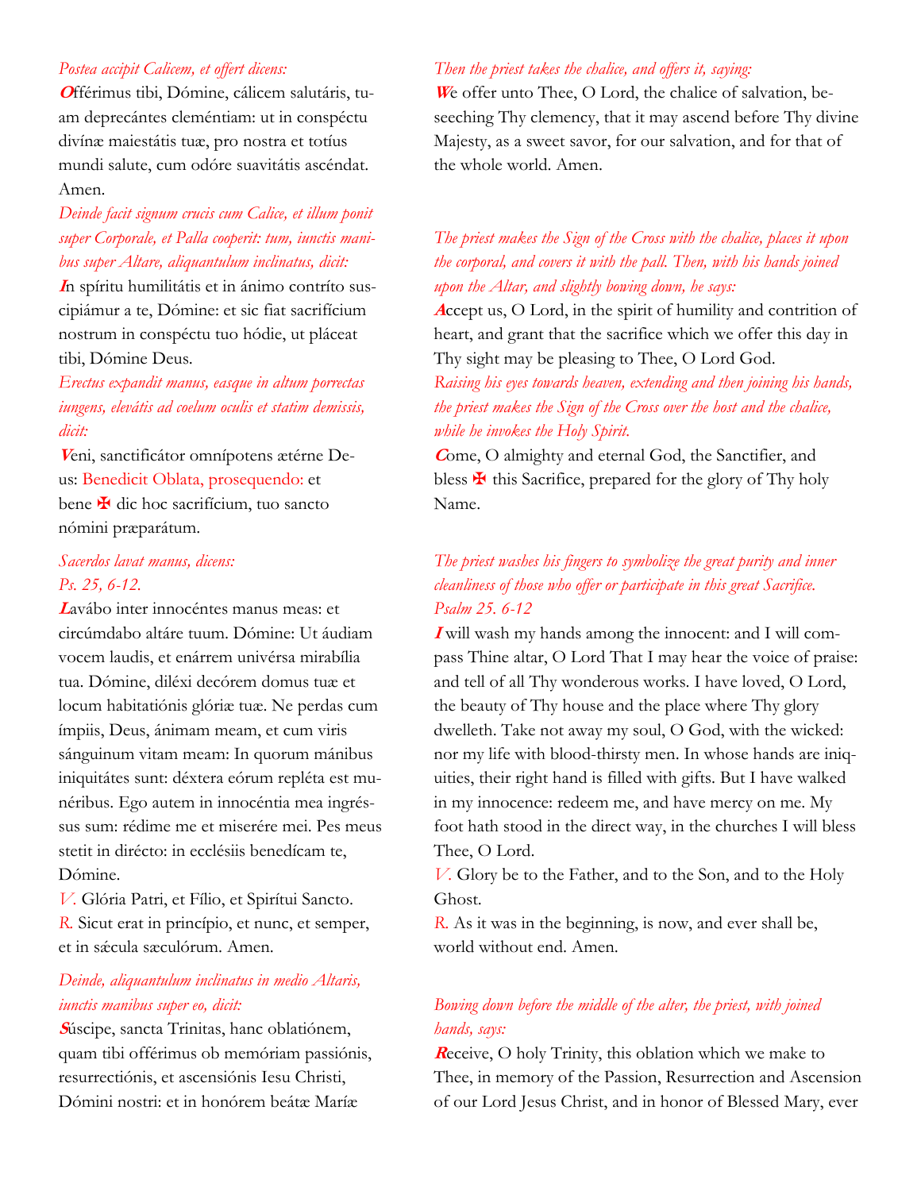*Postea accipit Calicem, et offert dicens:*

**O**fférimus tibi, Dómine, cálicem salutáris, tuam deprecántes cleméntiam: ut in conspéctu divínæ maiestátis tuæ, pro nostra et totíus mundi salute, cum odóre suavitátis ascéndat. Amen.

*Deinde facit signum crucis cum Calice, et illum ponit super Corporale, et Palla cooperit: tum, iunctis manibus super Altare, aliquantulum inclinatus, dicit:*

**I**n spíritu humilitátis et in ánimo contríto suscipiámur a te, Dómine: et sic fiat sacrifícium nostrum in conspéctu tuo hódie, ut pláceat tibi, Dómine Deus.

*Erectus expandit manus, easque in altum porrectas iungens, elevátis ad coelum oculis et statim demissis, dicit:*

**V**eni, sanctificátor omnípotens ætérne Deus: Benedicit Oblata, prosequendo: et bene ✠ dic hoc sacrifícium, tuo sancto nómini præparátum.

*Sacerdos lavat manus, dicens:*
*Ps. 25, 6-12.*

**L**avábo inter innocéntes manus meas: et circúmdabo altáre tuum. Dómine: Ut áudiam vocem laudis, et enárrem univérsa mirabília tua. Dómine, diléxi decórem domus tuæ et locum habitatiónis glóriæ tuæ. Ne perdas cum ímpiis, Deus, ánimam meam, et cum viris sánguinum vitam meam: In quorum mánibus iniquitátes sunt: déxtera eórum repléta est munéribus. Ego autem in innocéntia mea ingréssus sum: rédime me et miserére mei. Pes meus stetit in dirécto: in ecclésiis benedícam te, Dómine.

*V.* Glória Patri, et Fílio, et Spirítui Sancto.
*R.* Sicut erat in princípio, et nunc, et semper, et in sǽcula sæculórum. Amen.

*Deinde, aliquantulum inclinatus in medio Altaris, iunctis manibus super eo, dicit:*

**S**úscipe, sancta Trinitas, hanc oblatiónem, quam tibi offérimus ob memóriam passiónis, resurrectiónis, et ascensiónis Iesu Christi, Dómini nostri: et in honórem beátæ Maríæ

*Then the priest takes the chalice, and offers it, saying:*

**W**e offer unto Thee, O Lord, the chalice of salvation, beseeching Thy clemency, that it may ascend before Thy divine Majesty, as a sweet savor, for our salvation, and for that of the whole world. Amen.

*The priest makes the Sign of the Cross with the chalice, places it upon the corporal, and covers it with the pall. Then, with his hands joined upon the Altar, and slightly bowing down, he says:*

**A**ccept us, O Lord, in the spirit of humility and contrition of heart, and grant that the sacrifice which we offer this day in Thy sight may be pleasing to Thee, O Lord God.

*Raising his eyes towards heaven, extending and then joining his hands, the priest makes the Sign of the Cross over the host and the chalice, while he invokes the Holy Spirit.*

**C**ome, O almighty and eternal God, the Sanctifier, and bless ✠ this Sacrifice, prepared for the glory of Thy holy Name.

*The priest washes his fingers to symbolize the great purity and inner cleanliness of those who offer or participate in this great Sacrifice.*
*Psalm 25. 6-12*

**I** will wash my hands among the innocent: and I will compass Thine altar, O Lord That I may hear the voice of praise: and tell of all Thy wonderous works. I have loved, O Lord, the beauty of Thy house and the place where Thy glory dwelleth. Take not away my soul, O God, with the wicked: nor my life with blood-thirsty men. In whose hands are iniquities, their right hand is filled with gifts. But I have walked in my innocence: redeem me, and have mercy on me. My foot hath stood in the direct way, in the churches I will bless Thee, O Lord.

*V.* Glory be to the Father, and to the Son, and to the Holy Ghost.
*R.* As it was in the beginning, is now, and ever shall be, world without end. Amen.

*Bowing down before the middle of the alter, the priest, with joined hands, says:*

**R**eceive, O holy Trinity, this oblation which we make to Thee, in memory of the Passion, Resurrection and Ascension of our Lord Jesus Christ, and in honor of Blessed Mary, ever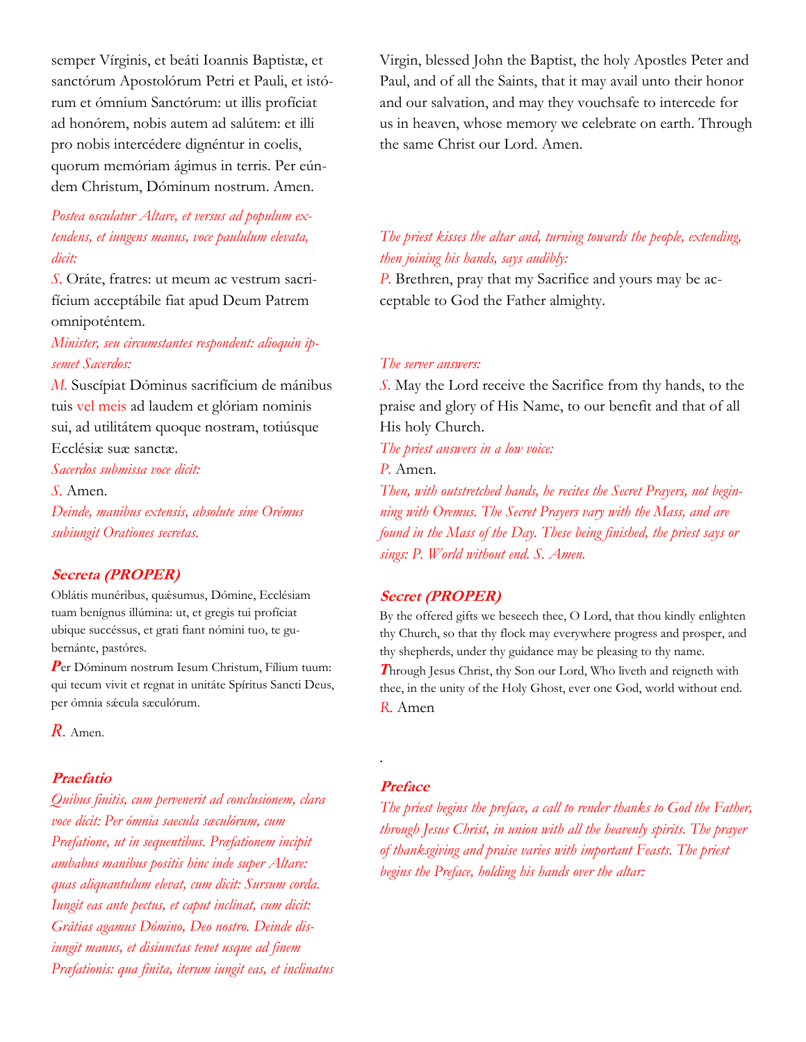semper Vírginis, et beáti Ioannis Baptistæ, et sanctórum Apostolórum Petri et Pauli, et istórum et ómnium Sanctórum: ut illis profíciat ad honórem, nobis autem ad salútem: et illi pro nobis intercédere dignéntur in coelis, quorum memóriam ágimus in terris. Per eúndem Christum, Dóminum nostrum. Amen.

Virgin, blessed John the Baptist, the holy Apostles Peter and Paul, and of all the Saints, that it may avail unto their honor and our salvation, and may they vouchsafe to intercede for us in heaven, whose memory we celebrate on earth. Through the same Christ our Lord. Amen.

*Postea osculatur Altare, et versus ad populum extendens, et iungens manus, voce paululum elevata, dicit:*

S. Oráte, fratres: ut meum ac vestrum sacrifícium acceptábile fiat apud Deum Patrem omnipoténtem.

*The priest kisses the altar and, turning towards the people, extending, then joining his hands, says audibly:*

P. Brethren, pray that my Sacrifice and yours may be acceptable to God the Father almighty.

*Minister, seu circumstantes respondent: alioquin ipsemet Sacerdos:*

M. Suscípiat Dóminus sacrifícium de mánibus tuis vel meis ad laudem et glóriam nominis sui, ad utilitátem quoque nostram, totiúsque Ecclésiæ suæ sanctæ.

*Sacerdos submissa voce dicit:*

S. Amen.

*Deinde, manibus extensis, absolute sine Orémus subiungit Orationes secretas.*

*The server answers:*

S. May the Lord receive the Sacrifice from thy hands, to the praise and glory of His Name, to our benefit and that of all His holy Church.

*The priest answers in a low voice:*

P. Amen.

*Then, with outstretched hands, he recites the Secret Prayers, not beginning with Oremus. The Secret Prayers vary with the Mass, and are found in the Mass of the Day. These being finished, the priest says or sings: P. World without end. S. Amen.*

### Secreta (PROPER)

Oblátis munéribus, quǽsumus, Dómine, Ecclésiam tuam benígnus illúmina: ut, et gregis tui profíciat ubique succéssus, et grati fiant nómini tuo, te gubernánte, pastóres.

**P**er Dóminum nostrum Iesum Christum, Fílium tuum: qui tecum vivit et regnat in unitáte Spíritus Sancti Deus, per ómnia sǽcula sæculórum.

R. Amen.

### Secret (PROPER)

By the offered gifts we beseech thee, O Lord, that thou kindly enlighten thy Church, so that thy flock may everywhere progress and prosper, and thy shepherds, under thy guidance may be pleasing to thy name.

**T**hrough Jesus Christ, thy Son our Lord, Who liveth and reigneth with thee, in the unity of the Holy Ghost, ever one God, world without end.

R. Amen

.

### Praefatio

*Quibus finitis, cum pervenerit ad conclusionem, clara voce dicit: Per ómnia saecula sæculórum, cum Præfatione, ut in sequentibus. Præfationem incipit ambabus manibus positis hinc inde super Altare: quas aliquantulum elevat, cum dicit: Sursum corda. Iungit eas ante pectus, et caput inclinat, cum dicit: Grátias agamus Dómino, Deo nostro. Deinde disiungit manus, et disiunctas tenet usque ad finem Præfationis: qua finita, iterum iungit eas, et inclinatus*

### Preface

*The priest begins the preface, a call to render thanks to God the Father, through Jesus Christ, in union with all the heavenly spirits. The prayer of thanksgiving and praise varies with important Feasts. The priest begins the Preface, holding his hands over the altar:*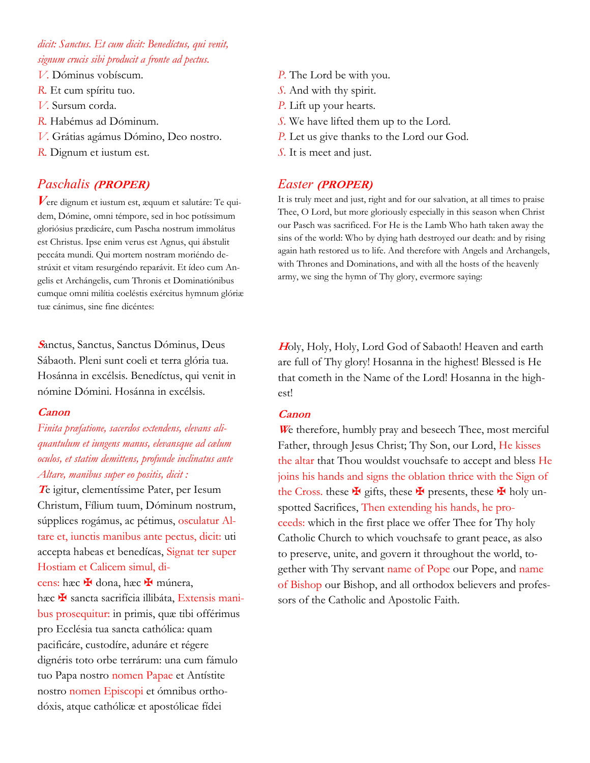*dicit: Sanctus. Et cum dicit: Benedíctus, qui venit, signum crucis sibi producit a fronte ad pectus.*

V. Dóminus vobíscum.
R. Et cum spíritu tuo.
V. Sursum corda.
R. Habémus ad Dóminum.
V. Grátias agámus Dómino, Deo nostro.
R. Dignum et iustum est.

P. The Lord be with you.
S. And with thy spirit.
P. Lift up your hearts.
S. We have lifted them up to the Lord.
P. Let us give thanks to the Lord our God.
S. It is meet and just.

## *Paschalis* (PROPER)

Vere dignum et iustum est, æquum et salutáre: Te quidem, Dómine, omni témpore, sed in hoc potíssimum gloriósius prædicáre, cum Pascha nostrum immolátus est Christus. Ipse enim verus est Agnus, qui ábstulit peccáta mundi. Qui mortem nostram moriéndo destrúxit et vitam resurgéndo reparávit. Et ídeo cum Angelis et Archángelis, cum Thronis et Dominatiónibus cumque omni milítia coeléstis exércitus hymnum glóriæ tuæ cánimus, sine fine dicéntes:

## *Easter* (PROPER)

It is truly meet and just, right and for our salvation, at all times to praise Thee, O Lord, but more gloriously especially in this season when Christ our Pasch was sacrificed. For He is the Lamb Who hath taken away the sins of the world: Who by dying hath destroyed our death: and by rising again hath restored us to life. And therefore with Angels and Archangels, with Thrones and Dominations, and with all the hosts of the heavenly army, we sing the hymn of Thy glory, evermore saying:

Sanctus, Sanctus, Sanctus Dóminus, Deus Sábaoth. Pleni sunt coeli et terra glória tua. Hosánna in excélsis. Benedíctus, qui venit in nómine Dómini. Hosánna in excélsis.

Holy, Holy, Holy, Lord God of Sabaoth! Heaven and earth are full of Thy glory! Hosanna in the highest! Blessed is He that cometh in the Name of the Lord! Hosanna in the highest!

### Canon

*Finita præfatione, sacerdos extendens, elevans aliquantulum et iungens manus, elevansque ad cælum oculos, et statim demittens, profunde inclinatus ante Altare, manibus super eo positis, dicit :*

Te igitur, clementíssime Pater, per Iesum Christum, Fílium tuum, Dóminum nostrum, súpplices rogámus, ac pétimus, osculatur Altare et, iunctis manibus ante pectus, dicit: uti accepta habeas et benedícas, Signat ter super Hostiam et Calicem simul, dicens: hæc ✠ dona, hæc ✠ múnera, hæc ✠ sancta sacrifícia illibáta, Extensis manibus prosequitur: in primis, quæ tibi offérimus pro Ecclésia tua sancta cathólica: quam pacificáre, custodíre, adunáre et régere dignéris toto orbe terrárum: una cum fámulo tuo Papa nostro nomen Papae et Antístite nostro nomen Episcopi et ómnibus orthodóxis, atque cathólicæ et apostólicae fídei

### Canon

We therefore, humbly pray and beseech Thee, most merciful Father, through Jesus Christ; Thy Son, our Lord, He kisses the altar that Thou wouldst vouchsafe to accept and bless He joins his hands and signs the oblation thrice with the Sign of the Cross. these ✠ gifts, these ✠ presents, these ✠ holy unspotted Sacrifices, Then extending his hands, he proceeds: which in the first place we offer Thee for Thy holy Catholic Church to which vouchsafe to grant peace, as also to preserve, unite, and govern it throughout the world, together with Thy servant name of Pope our Pope, and name of Bishop our Bishop, and all orthodox believers and professors of the Catholic and Apostolic Faith.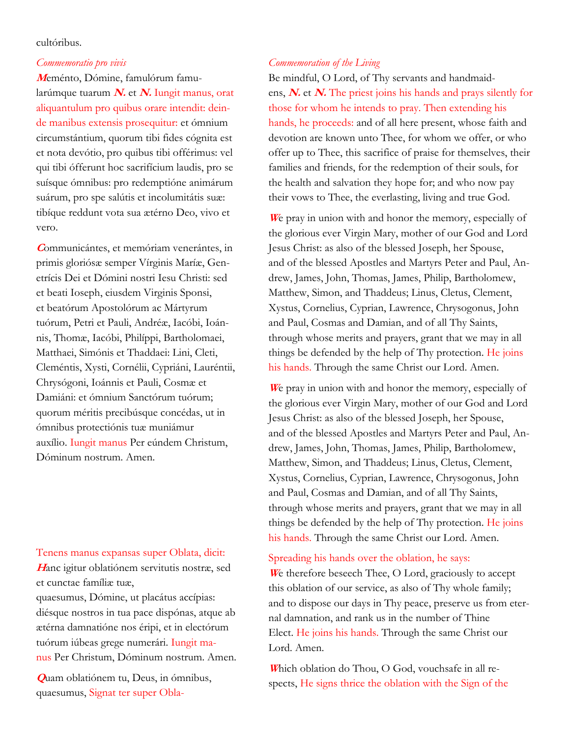cultóribus.

*Commemoratio pro vivis*

**M**eménto, Dómine, famulórum famularúmque tuarum ***N.*** et ***N.*** Iungit manus, orat aliquantulum pro quibus orare intendit: deinde manibus extensis prosequitur: et ómnium circumstántium, quorum tibi fides cógnita est et nota devótio, pro quibus tibi offérimus: vel qui tibi ófferunt hoc sacrifícium laudis, pro se suísque ómnibus: pro redemptióne animárum suárum, pro spe salútis et incolumitátis suæ: tibíque reddunt vota sua ætérno Deo, vivo et vero.

**C**ommunicántes, et memóriam venerántes, in primis gloriósæ semper Vírginis Maríæ, Genetrícis Dei et Dómini nostri Iesu Christi: sed et beati Ioseph, eiusdem Virginis Sponsi, et beatórum Apostolórum ac Mártyrum tuórum, Petri et Pauli, Andréæ, Iacóbi, Ioánnis, Thomæ, Iacóbi, Philíppi, Bartholomaei, Matthaei, Simónis et Thaddaei: Lini, Cleti, Cleméntis, Xysti, Cornélii, Cypriáni, Lauréntii, Chrysógoni, Ioánnis et Pauli, Cosmæ et Damiáni: et ómnium Sanctórum tuórum; quorum méritis precibúsque concédas, ut in ómnibus protectiónis tuæ muniámur auxílio. Iungit manus Per eúndem Christum, Dóminum nostrum. Amen.

Tenens manus expansas super Oblata, dicit:

**H**anc igitur oblatiónem servitutis nostræ, sed et cunctae famíliæ tuæ,
quaesumus, Dómine, ut placátus accípias: diésque nostros in tua pace dispónas, atque ab ætérna damnatióne nos éripi, et in electórum tuórum iúbeas grege numerári. Iungit manus Per Christum, Dóminum nostrum. Amen.

**Q**uam oblatiónem tu, Deus, in ómnibus, quaesumus, Signat ter super Obla-

*Commemoration of the Living*

Be mindful, O Lord, of Thy servants and handmaidens, ***N.*** et ***N.*** The priest joins his hands and prays silently for those for whom he intends to pray. Then extending his hands, he proceeds: and of all here present, whose faith and devotion are known unto Thee, for whom we offer, or who offer up to Thee, this sacrifice of praise for themselves, their families and friends, for the redemption of their souls, for the health and salvation they hope for; and who now pay their vows to Thee, the everlasting, living and true God.

**W**e pray in union with and honor the memory, especially of the glorious ever Virgin Mary, mother of our God and Lord Jesus Christ: as also of the blessed Joseph, her Spouse, and of the blessed Apostles and Martyrs Peter and Paul, Andrew, James, John, Thomas, James, Philip, Bartholomew, Matthew, Simon, and Thaddeus; Linus, Cletus, Clement, Xystus, Cornelius, Cyprian, Lawrence, Chrysogonus, John and Paul, Cosmas and Damian, and of all Thy Saints, through whose merits and prayers, grant that we may in all things be defended by the help of Thy protection. He joins his hands. Through the same Christ our Lord. Amen.

**W**e pray in union with and honor the memory, especially of the glorious ever Virgin Mary, mother of our God and Lord Jesus Christ: as also of the blessed Joseph, her Spouse, and of the blessed Apostles and Martyrs Peter and Paul, Andrew, James, John, Thomas, James, Philip, Bartholomew, Matthew, Simon, and Thaddeus; Linus, Cletus, Clement, Xystus, Cornelius, Cyprian, Lawrence, Chrysogonus, John and Paul, Cosmas and Damian, and of all Thy Saints, through whose merits and prayers, grant that we may in all things be defended by the help of Thy protection. He joins his hands. Through the same Christ our Lord. Amen.

Spreading his hands over the oblation, he says:

**W**e therefore beseech Thee, O Lord, graciously to accept this oblation of our service, as also of Thy whole family; and to dispose our days in Thy peace, preserve us from eternal damnation, and rank us in the number of Thine Elect. He joins his hands. Through the same Christ our Lord. Amen.

**W**hich oblation do Thou, O God, vouchsafe in all respects, He signs thrice the oblation with the Sign of the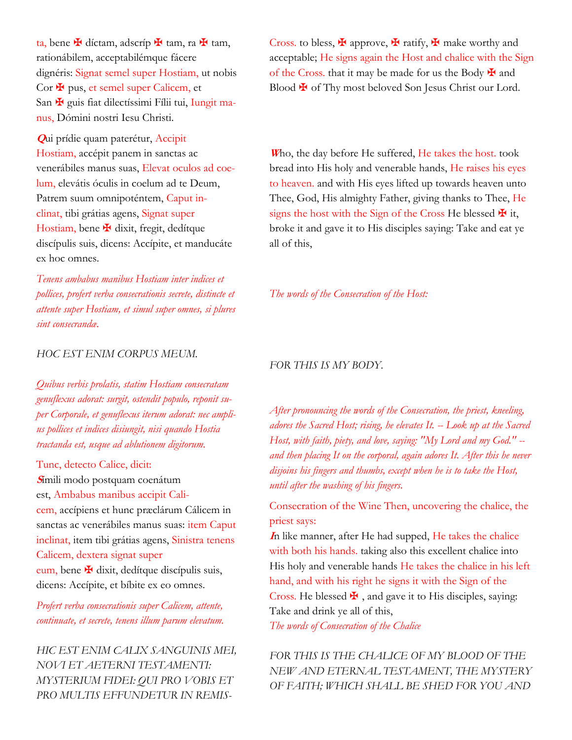ta, bene ✠ díctam, adscríp ✠ tam, ra ✠ tam, rationábilem, acceptabilémque fácere dignéris: Signat semel super Hostiam, ut nobis Cor ✠ pus, et semel super Calicem, et San ✠ guis fiat dilectíssimi Fílii tui, Iungit manus, Dómini nostri Iesu Christi.

Cross. to bless, ✠ approve, ✠ ratify, ✠ make worthy and acceptable; He signs again the Host and chalice with the Sign of the Cross. that it may be made for us the Body ✠ and Blood ✠ of Thy most beloved Son Jesus Christ our Lord.

**Q**ui prídie quam paterétur, Accipit Hostiam, accépit panem in sanctas ac venerábiles manus suas, Elevat oculos ad coelum, elevátis óculis in coelum ad te Deum, Patrem suum omnipoténtem, Caput inclinat, tibi grátias agens, Signat super Hostiam, bene ✠ dixit, fregit, dedítque discípulis suis, dicens: Accípite, et manducáte ex hoc omnes.

**W**ho, the day before He suffered, He takes the host. took bread into His holy and venerable hands, He raises his eyes to heaven. and with His eyes lifted up towards heaven unto Thee, God, His almighty Father, giving thanks to Thee, He signs the host with the Sign of the Cross He blessed ✠ it, broke it and gave it to His disciples saying: Take and eat ye all of this,

*Tenens ambabus manibus Hostiam inter indices et pollices, profert verba consecrationis secrete, distincte et attente super Hostiam, et simul super omnes, si plures sint consecrandæ.*

*The words of the Consecration of the Host:*

*HOC EST ENIM CORPUS MEUM.*

*FOR THIS IS MY BODY.*

*Quibus verbis prolatis, statim Hostiam consecratam genuflexus adorat: surgit, ostendit populo, reponit super Corporale, et genuflexus iterum adorat: nec amplius pollices et indices disiungit, nisi quando Hostia tractanda est, usque ad ablutionem digitorum.*

*After pronouncing the words of the Consecration, the priest, kneeling, adores the Sacred Host; rising, he elevates It. -- Look up at the Sacred Host, with faith, piety, and love, saying: "My Lord and my God." -- and then placing It on the corporal, again adores It. After this he never disjoins his fingers and thumbs, except when he is to take the Host, until after the washing of his fingers.*

Tunc, detecto Calice, dicit:

**S**ímili modo postquam coenátum est, Ambabus manibus accipit Calicem, accípiens et hunc præclárum Cálicem in sanctas ac venerábiles manus suas: item Caput inclinat, item tibi grátias agens, Sinistra tenens Calicem, dextera signat super eum, bene ✠ dixit, dedítque discípulis suis, dicens: Accípite, et bíbite ex eo omnes.

Consecration of the Wine Then, uncovering the chalice, the priest says:

**I**n like manner, after He had supped, He takes the chalice with both his hands. taking also this excellent chalice into His holy and venerable hands He takes the chalice in his left hand, and with his right he signs it with the Sign of the Cross. He blessed ✠ , and gave it to His disciples, saying: Take and drink ye all of this,

*Profert verba consecrationis super Calicem, attente, continuate, et secrete, tenens illum parum elevatum.*

*The words of Consecration of the Chalice*

*HIC EST ENIM CALIX SANGUINIS MEI, NOVI ET AETERNI TESTAMENTI: MYSTERIUM FIDEI: QUI PRO VOBIS ET PRO MULTIS EFFUNDETUR IN REMIS-*

*FOR THIS IS THE CHALICE OF MY BLOOD OF THE NEW AND ETERNAL TESTAMENT, THE MYSTERY OF FAITH; WHICH SHALL BE SHED FOR YOU AND*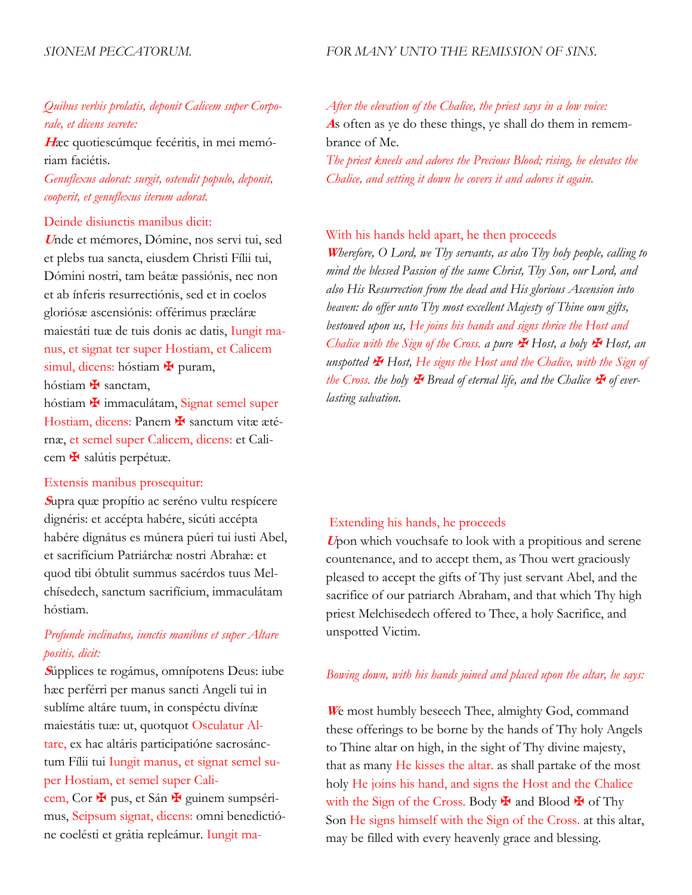*Quibus verbis prolatis, deponit Calicem super Corporale, et dicens secrete:*

**H**æc quotiescúmque fecéritis, in mei memóriam faciétis.

*Genuflexus adorat: surgit, ostendit populo, deponit, cooperit, et genuflexus iterum adorat.*

Deinde disiunctis manibus dicit:

**U**nde et mémores, Dómine, nos servi tui, sed et plebs tua sancta, eiusdem Christi Fílii tui, Dómini nostri, tam beátæ passiónis, nec non et ab ínferis resurrectiónis, sed et in coelos gloriósæ ascensiónis: offérimus præcláræ maiestáti tuæ de tuis donis ac datis, Iungit manus, et signat ter super Hostiam, et Calicem simul, dicens: hóstiam ✠ puram, hóstiam ✠ sanctam, hóstiam ✠ immaculátam, Signat semel super Hostiam, dicens: Panem ✠ sanctum vitæ ætérnæ, et semel super Calicem, dicens: et Calicem ✠ salútis perpétuæ.

Extensis manibus prosequitur:

**S**upra quæ propítio ac seréno vultu respícere dignéris: et accépta habére, sicúti accépta habére dignátus es múnera púeri tui iusti Abel, et sacrifícium Patriárchæ nostri Abrahæ: et quod tibi óbtulit summus sacérdos tuus Melchísedech, sanctum sacrifícium, immaculátam hóstiam.

*Profunde inclinatus, iunctis manibus et super Altare positis, dicit:*

**S**úpplices te rogámus, omnípotens Deus: iube hæc perférri per manus sancti Angeli tui in sublíme altáre tuum, in conspéctu divínæ maiestátis tuæ: ut, quotquot Osculatur Altare, ex hac altáris participatióne sacrosánctum Fílii tui Iungit manus, et signat semel super Hostiam, et semel super Calicem, Cor ✠ pus, et Sán ✠ guinem sumpsérimus, Seipsum signat, dicens: omni benedictióne coelésti et grátia repleámur. Iungit ma-

*After the elevation of the Chalice, the priest says in a low voice:*

**A**s often as ye do these things, ye shall do them in remembrance of Me.

*The priest kneels and adores the Precious Blood; rising, he elevates the Chalice, and setting it down he covers it and adores it again.*

With his hands held apart, he then proceeds

***W**herefore, O Lord, we Thy servants, as also Thy holy people, calling to mind the blessed Passion of the same Christ, Thy Son, our Lord, and also His Resurrection from the dead and His glorious Ascension into heaven: do offer unto Thy most excellent Majesty of Thine own gifts, bestowed upon us,* He joins his hands and signs thrice the Host and Chalice with the Sign of the Cross. *a pure ✠ Host, a holy ✠ Host, an unspotted ✠ Host,* He signs the Host and the Chalice, with the Sign of the Cross. *the holy ✠ Bread of eternal life, and the Chalice ✠ of everlasting salvation.*

Extending his hands, he proceeds

**U**pon which vouchsafe to look with a propitious and serene countenance, and to accept them, as Thou wert graciously pleased to accept the gifts of Thy just servant Abel, and the sacrifice of our patriarch Abraham, and that which Thy high priest Melchisedech offered to Thee, a holy Sacrifice, and unspotted Victim.

*Bowing down, with his hands joined and placed upon the altar, he says:*

**W**e most humbly beseech Thee, almighty God, command these offerings to be borne by the hands of Thy holy Angels to Thine altar on high, in the sight of Thy divine majesty, that as many He kisses the altar. as shall partake of the most holy He joins his hand, and signs the Host and the Chalice with the Sign of the Cross. Body ✠ and Blood ✠ of Thy Son He signs himself with the Sign of the Cross. at this altar, may be filled with every heavenly grace and blessing.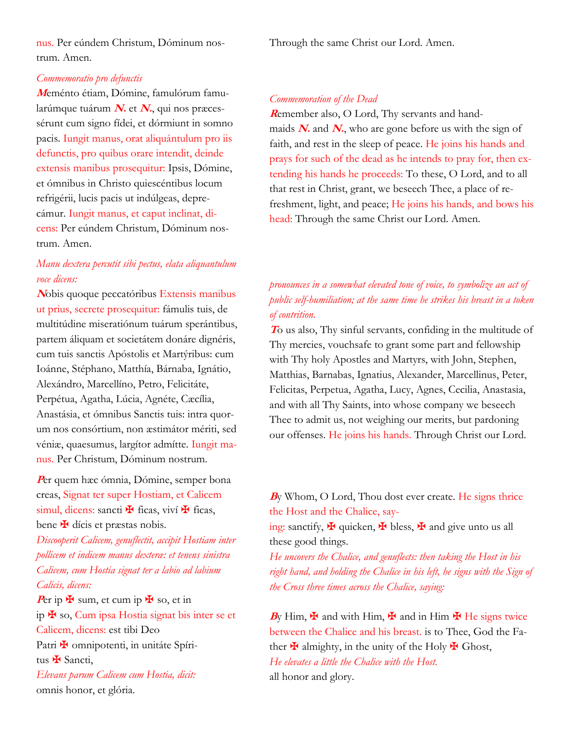nus. Per eúndem Christum, Dóminum nostrum. Amen.

Through the same Christ our Lord. Amen.

*Commemoratio pro defunctis*

***M***eménto étiam, Dómine, famulórum famularúmque tuárum ***N.*** et ***N.***, qui nos præcessérunt cum signo fídei, et dórmiunt in somno pacis. Iungit manus, orat aliquántulum pro iis defunctis, pro quibus orare intendit, deinde extensis manibus prosequitur: Ipsis, Dómine, et ómnibus in Christo quiescéntibus locum refrigérii, lucis pacis ut indúlgeas, deprecámur. Iungit manus, et caput inclinat, dicens: Per eúndem Christum, Dóminum nostrum. Amen.

*Commemoration of the Dead*

***R***emember also, O Lord, Thy servants and handmaids ***N.*** and ***N.***, who are gone before us with the sign of faith, and rest in the sleep of peace. He joins his hands and prays for such of the dead as he intends to pray for, then extending his hands he proceeds: To these, O Lord, and to all that rest in Christ, grant, we beseech Thee, a place of refreshment, light, and peace; He joins his hands, and bows his head: Through the same Christ our Lord. Amen.

*Manu dextera percutit sibi pectus, elata aliquantulum voce dicens:*

***N***obis quoque peccatóribus Extensis manibus ut prius, secrete prosequitur: fámulis tuis, de multitúdine miseratiónum tuárum sperántibus, partem áliquam et societátem donáre dignéris, cum tuis sanctis Apóstolis et Martýribus: cum Ioánne, Stéphano, Matthía, Bárnaba, Ignátio, Alexándro, Marcellíno, Petro, Felicitáte, Perpétua, Agatha, Lúcia, Agnéte, Cæcília, Anastásia, et ómnibus Sanctis tuis: intra quorum nos consórtium, non æstimátor mériti, sed véniæ, quaesumus, largítor admítte. Iungit manus. Per Christum, Dóminum nostrum.

*pronounces in a somewhat elevated tone of voice, to symbolize an act of public self-humiliation; at the same time he strikes his breast in a token of contrition.*

***T***o us also, Thy sinful servants, confiding in the multitude of Thy mercies, vouchsafe to grant some part and fellowship with Thy holy Apostles and Martyrs, with John, Stephen, Matthias, Barnabas, Ignatius, Alexander, Marcellinus, Peter, Felicitas, Perpetua, Agatha, Lucy, Agnes, Cecilia, Anastasia, and with all Thy Saints, into whose company we beseech Thee to admit us, not weighing our merits, but pardoning our offenses. He joins his hands. Through Christ our Lord.

***P***er quem hæc ómnia, Dómine, semper bona creas, Signat ter super Hostiam, et Calicem simul, dicens: sancti ✠ ficas, viví ✠ ficas, bene ✠ dícis et præstas nobis.

*Discooperit Calicem, genuflectit, accipit Hostiam inter pollicem et indicem manus dexteræ: et tenens sinistra Calicem, cum Hostia signat ter a labio ad labium Calicis, dicens:*

***P***er ip ✠ sum, et cum ip ✠ so, et in ip ✠ so, Cum ipsa Hostia signat bis inter se et Calicem, dicens: est tibi Deo Patri ✠ omnipotenti, in unitáte Spíritus ✠ Sancti,

*Elevans parum Calicem cum Hostia, dicit:*

omnis honor, et glória.

***B***y Whom, O Lord, Thou dost ever create. He signs thrice the Host and the Chalice, saying: sanctify, ✠ quicken, ✠ bless, ✠ and give unto us all these good things.

*He uncovers the Chalice, and genuflects: then taking the Host in his right hand, and holding the Chalice in his left, he signs with the Sign of the Cross three times across the Chalice, saying:*

***B***y Him, ✠ and with Him, ✠ and in Him ✠ He signs twice between the Chalice and his breast. is to Thee, God the Father ✠ almighty, in the unity of the Holy ✠ Ghost,

*He elevates a little the Chalice with the Host.*

all honor and glory.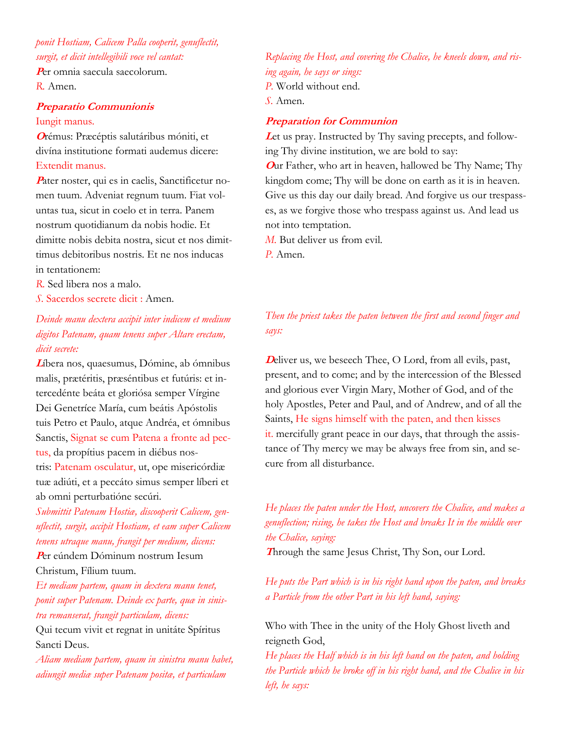*ponit Hostiam, Calicem Palla cooperit, genuflectit, surgit, et dicit intellegibili voce vel cantat:*

**P**er omnia saecula saecolorum.

*R.* Amen.

### Preparatio Communionis

Iungit manus.

**O**rémus: Præcéptis salutáribus móniti, et divína institutione formati audemus dicere:

Extendit manus.

**P**ater noster, qui es in caelis, Sanctificetur nomen tuum. Adveniat regnum tuum. Fiat voluntas tua, sicut in coelo et in terra. Panem nostrum quotidianum da nobis hodie. Et dimitte nobis debita nostra, sicut et nos dimittimus debitoribus nostris. Et ne nos inducas in tentationem:

*R.* Sed libera nos a malo.

*S.* Sacerdos secrete dicit : Amen.

*Deinde manu dextera accipit inter indicem et medium digitos Patenam, quam tenens super Altare erectam, dicit secrete:*

**L**íbera nos, quaesumus, Dómine, ab ómnibus malis, prætéritis, præséntibus et futúris: et intercedénte beáta et gloriósa semper Vírgine Dei Genetríce María, cum beátis Apóstolis tuis Petro et Paulo, atque Andréa, et ómnibus Sanctis, Signat se cum Patena a fronte ad pectus, da propítius pacem in diébus nostris: Patenam osculatur, ut, ope misericórdiæ tuæ adiúti, et a peccáto simus semper líberi et ab omni perturbatióne secúri.

*Submittit Patenam Hostiæ, discooperit Calicem, genuflectit, surgit, accipit Hostiam, et eam super Calicem tenens utraque manu, frangit per medium, dicens:*

**P**er eúndem Dóminum nostrum Iesum Christum, Fílium tuum.

*Et mediam partem, quam in dextera manu tenet, ponit super Patenam. Deinde ex parte, quæ in sinistra remanserat, frangit particulam, dicens:*

Qui tecum vivit et regnat in unitáte Spíritus Sancti Deus.

*Aliam mediam partem, quam in sinistra manu habet, adiungit mediæ super Patenam positæ, et particulam*

*Replacing the Host, and covering the Chalice, he kneels down, and rising again, he says or sings:*

*P.* World without end.

*S.* Amen.

### Preparation for Communion

**L**et us pray. Instructed by Thy saving precepts, and following Thy divine institution, we are bold to say:

**O**ur Father, who art in heaven, hallowed be Thy Name; Thy kingdom come; Thy will be done on earth as it is in heaven. Give us this day our daily bread. And forgive us our trespasses, as we forgive those who trespass against us. And lead us not into temptation.

*M.* But deliver us from evil.

*P.* Amen.

*Then the priest takes the paten between the first and second finger and says:*

**D**eliver us, we beseech Thee, O Lord, from all evils, past, present, and to come; and by the intercession of the Blessed and glorious ever Virgin Mary, Mother of God, and of the holy Apostles, Peter and Paul, and of Andrew, and of all the Saints, He signs himself with the paten, and then kisses it. mercifully grant peace in our days, that through the assistance of Thy mercy we may be always free from sin, and secure from all disturbance.

*He places the paten under the Host, uncovers the Chalice, and makes a genuflection; rising, he takes the Host and breaks It in the middle over the Chalice, saying:*

**T**hrough the same Jesus Christ, Thy Son, our Lord.

*He puts the Part which is in his right hand upon the paten, and breaks a Particle from the other Part in his left hand, saying:*

Who with Thee in the unity of the Holy Ghost liveth and reigneth God,

*He places the Half which is in his left hand on the paten, and holding the Particle which he broke off in his right hand, and the Chalice in his left, he says:*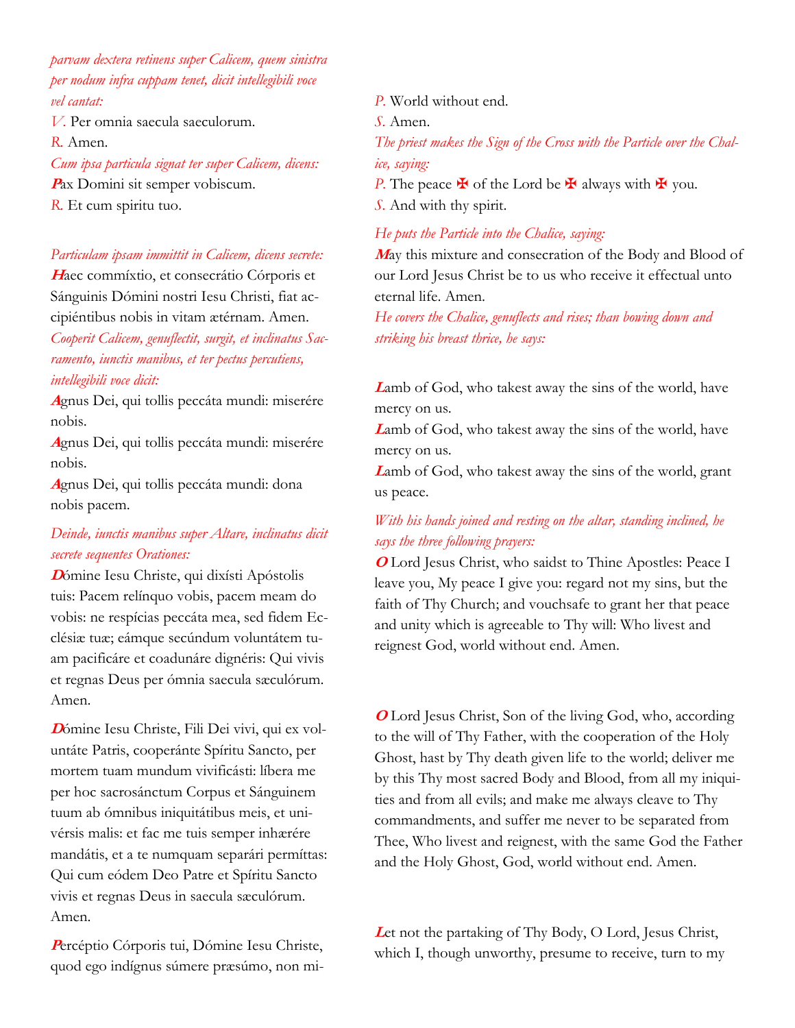*parvam dextera retinens super Calicem, quem sinistra per nodum infra cuppam tenet, dicit intellegibili voce vel cantat:*

*V.* Per omnia saecula saeculorum.

*R.* Amen.

*Cum ipsa particula signat ter super Calicem, dicens:*

**P**ax Domini sit semper vobiscum.

*R.* Et cum spiritu tuo.

*Particulam ipsam immittit in Calicem, dicens secrete:*

**H**aec commíxtio, et consecrátio Córporis et Sánguinis Dómini nostri Iesu Christi, fiat accipiéntibus nobis in vitam ætérnam. Amen.

*Cooperit Calicem, genuflectit, surgit, et inclinatus Sacramento, iunctis manibus, et ter pectus percutiens, intellegibili voce dicit:*

**A**gnus Dei, qui tollis peccáta mundi: miserére nobis.

**A**gnus Dei, qui tollis peccáta mundi: miserére nobis.

**A**gnus Dei, qui tollis peccáta mundi: dona nobis pacem.

*Deinde, iunctis manibus super Altare, inclinatus dicit secrete sequentes Orationes:*

**D**ómine Iesu Christe, qui dixísti Apóstolis tuis: Pacem relínquo vobis, pacem meam do vobis: ne respícias peccáta mea, sed fidem Ecclésiæ tuæ; eámque secúndum voluntátem tuam pacificáre et coadunáre dignéris: Qui vivis et regnas Deus per ómnia saecula sæculórum. Amen.

**D**ómine Iesu Christe, Fili Dei vivi, qui ex voluntáte Patris, cooperánte Spíritu Sancto, per mortem tuam mundum vivificásti: líbera me per hoc sacrosánctum Corpus et Sánguinem tuum ab ómnibus iniquitátibus meis, et univérsis malis: et fac me tuis semper inhærére mandátis, et a te numquam separári permíttas: Qui cum eódem Deo Patre et Spíritu Sancto vivis et regnas Deus in saecula sæculórum. Amen.

**P**ercéptio Córporis tui, Dómine Iesu Christe, quod ego indígnus súmere præsúmo, non mi-

*P.* World without end.

*S.* Amen.

*The priest makes the Sign of the Cross with the Particle over the Chalice, saying:*

*P.* The peace ✠ of the Lord be ✠ always with ✠ you.

*S.* And with thy spirit.

*He puts the Particle into the Chalice, saying:*

**M**ay this mixture and consecration of the Body and Blood of our Lord Jesus Christ be to us who receive it effectual unto eternal life. Amen.

*He covers the Chalice, genuflects and rises; than bowing down and striking his breast thrice, he says:*

**L**amb of God, who takest away the sins of the world, have mercy on us.

**L**amb of God, who takest away the sins of the world, have mercy on us.

**L**amb of God, who takest away the sins of the world, grant us peace.

*With his hands joined and resting on the altar, standing inclined, he says the three following prayers:*

**O** Lord Jesus Christ, who saidst to Thine Apostles: Peace I leave you, My peace I give you: regard not my sins, but the faith of Thy Church; and vouchsafe to grant her that peace and unity which is agreeable to Thy will: Who livest and reignest God, world without end. Amen.

**O** Lord Jesus Christ, Son of the living God, who, according to the will of Thy Father, with the cooperation of the Holy Ghost, hast by Thy death given life to the world; deliver me by this Thy most sacred Body and Blood, from all my iniquities and from all evils; and make me always cleave to Thy commandments, and suffer me never to be separated from Thee, Who livest and reignest, with the same God the Father and the Holy Ghost, God, world without end. Amen.

**L**et not the partaking of Thy Body, O Lord, Jesus Christ, which I, though unworthy, presume to receive, turn to my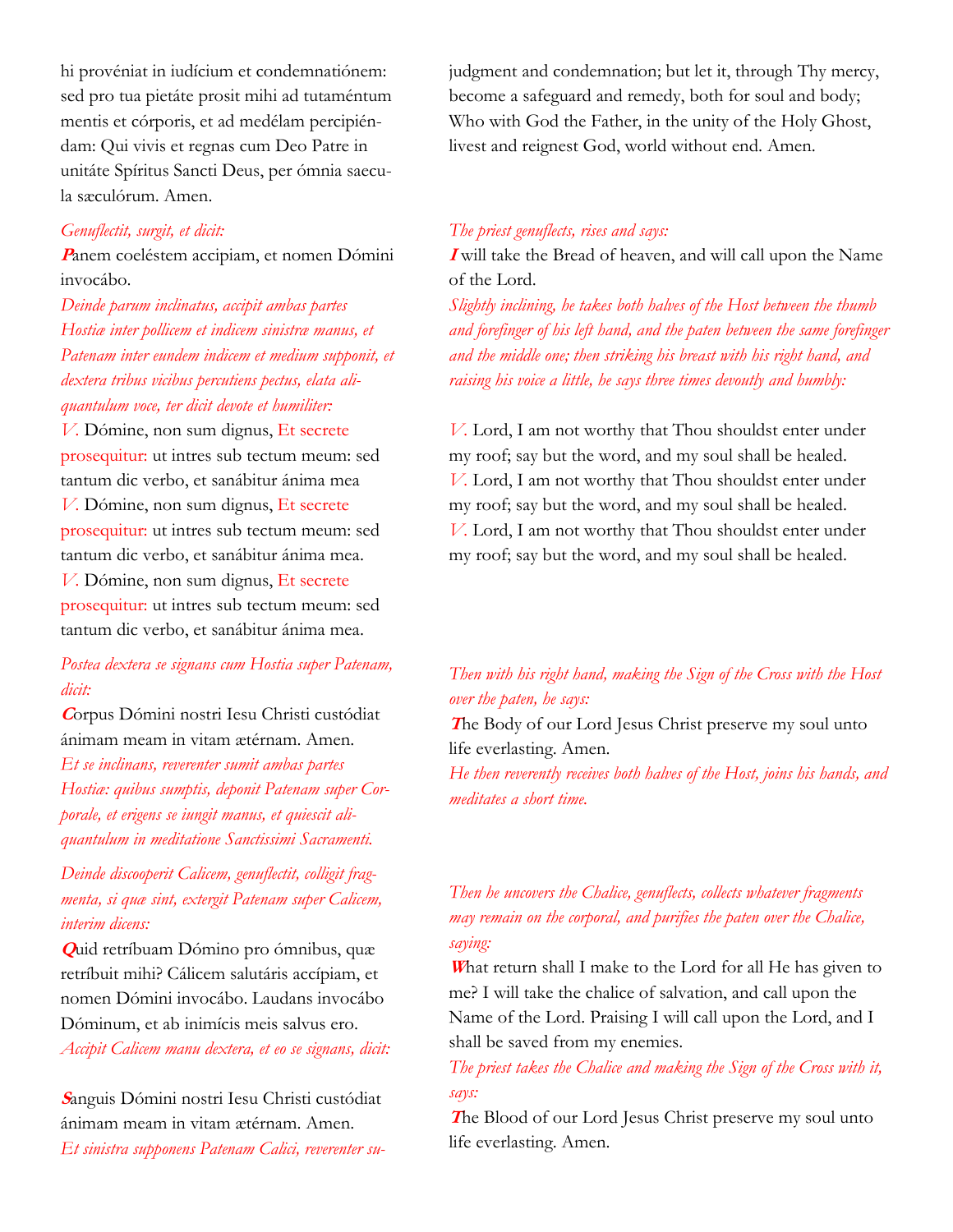hi provéniat in iudícium et condemnatiónem: sed pro tua pietáte prosit mihi ad tutaméntum mentis et córporis, et ad medélam percipiéndam: Qui vivis et regnas cum Deo Patre in unitáte Spíritus Sancti Deus, per ómnia saecula sæculórum. Amen.

judgment and condemnation; but let it, through Thy mercy, become a safeguard and remedy, both for soul and body; Who with God the Father, in the unity of the Holy Ghost, livest and reignest God, world without end. Amen.

*Genuflectit, surgit, et dicit:*

**P**anem coeléstem accipiam, et nomen Dómini invocábo.

*The priest genuflects, rises and says:*

**I** will take the Bread of heaven, and will call upon the Name of the Lord.

*Deinde parum inclinatus, accipit ambas partes Hostiæ inter pollicem et indicem sinistræ manus, et Patenam inter eundem indicem et medium supponit, et dextera tribus vicibus percutiens pectus, elata aliquantulum voce, ter dicit devote et humiliter:*

*V.* Dómine, non sum dignus, Et secrete prosequitur: ut intres sub tectum meum: sed tantum dic verbo, et sanábitur ánima mea
*V.* Dómine, non sum dignus, Et secrete prosequitur: ut intres sub tectum meum: sed tantum dic verbo, et sanábitur ánima mea.
*V.* Dómine, non sum dignus, Et secrete prosequitur: ut intres sub tectum meum: sed tantum dic verbo, et sanábitur ánima mea.

*Slightly inclining, he takes both halves of the Host between the thumb and forefinger of his left hand, and the paten between the same forefinger and the middle one; then striking his breast with his right hand, and raising his voice a little, he says three times devoutly and humbly:*

*V.* Lord, I am not worthy that Thou shouldst enter under my roof; say but the word, and my soul shall be healed.
*V.* Lord, I am not worthy that Thou shouldst enter under my roof; say but the word, and my soul shall be healed.
*V.* Lord, I am not worthy that Thou shouldst enter under my roof; say but the word, and my soul shall be healed.

*Postea dextera se signans cum Hostia super Patenam, dicit:*

**C**orpus Dómini nostri Iesu Christi custódiat ánimam meam in vitam ætérnam. Amen.

*Et se inclinans, reverenter sumit ambas partes Hostiæ: quibus sumptis, deponit Patenam super Corporale, et erigens se iungit manus, et quiescit aliquantulum in meditatione Sanctissimi Sacramenti.*

*Then with his right hand, making the Sign of the Cross with the Host over the paten, he says:*

**T**he Body of our Lord Jesus Christ preserve my soul unto life everlasting. Amen.

*He then reverently receives both halves of the Host, joins his hands, and meditates a short time.*

*Deinde discooperit Calicem, genuflectit, colligit fragmenta, si quæ sint, extergit Patenam super Calicem, interim dicens:*

**Q**uid retríbuam Dómino pro ómnibus, quæ retríbuit mihi? Cálicem salutáris accípiam, et nomen Dómini invocábo. Laudans invocábo Dóminum, et ab inimícis meis salvus ero.

*Accipit Calicem manu dextera, et eo se signans, dicit:*

**S**anguis Dómini nostri Iesu Christi custódiat ánimam meam in vitam ætérnam. Amen.

*Et sinistra supponens Patenam Calici, reverenter su-*

*Then he uncovers the Chalice, genuflects, collects whatever fragments may remain on the corporal, and purifies the paten over the Chalice, saying:*

**W**hat return shall I make to the Lord for all He has given to me? I will take the chalice of salvation, and call upon the Name of the Lord. Praising I will call upon the Lord, and I shall be saved from my enemies.

*The priest takes the Chalice and making the Sign of the Cross with it, says:*

**T**he Blood of our Lord Jesus Christ preserve my soul unto life everlasting. Amen.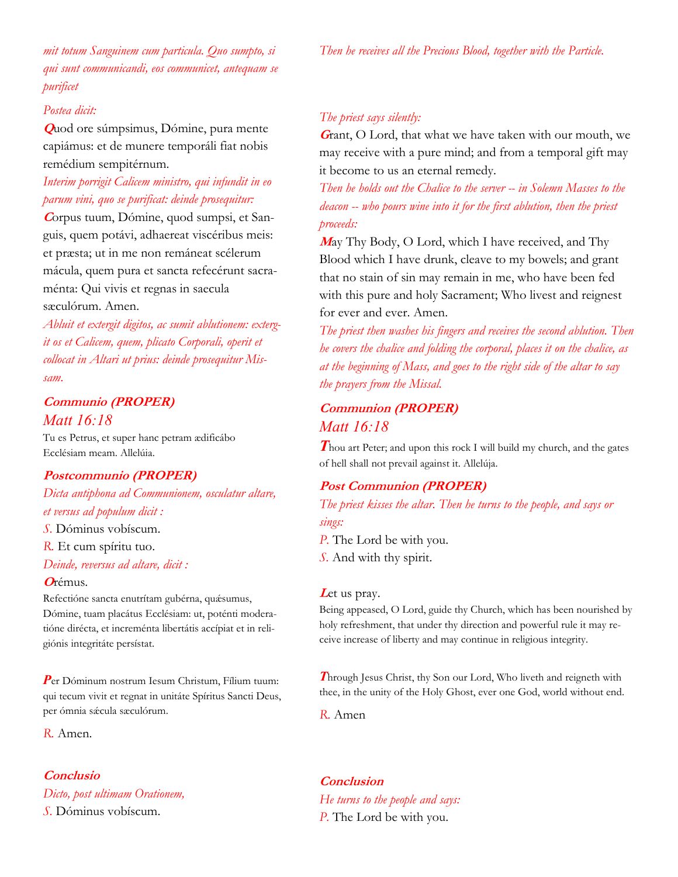*mit totum Sanguinem cum particula. Quo sumpto, si qui sunt communicandi, eos communicet, antequam se purificet*

*Then he receives all the Precious Blood, together with the Particle.*

*Postea dicit:*

**Q**uod ore súmpsimus, Dómine, pura mente capiámus: et de munere temporáli fiat nobis remédium sempitérnum.

*The priest says silently:*

**G**rant, O Lord, that what we have taken with our mouth, we may receive with a pure mind; and from a temporal gift may it become to us an eternal remedy.

*Interim porrigit Calicem ministro, qui infundit in eo parum vini, quo se purificat: deinde prosequitur:*

**C**orpus tuum, Dómine, quod sumpsi, et Sanguis, quem potávi, adhaereat viscéribus meis: et præsta; ut in me non remáneat scélerum mácula, quem pura et sancta refecérunt sacraménta: Qui vivis et regnas in saecula sæculórum. Amen.

*Then he holds out the Chalice to the server -- in Solemn Masses to the deacon -- who pours wine into it for the first ablution, then the priest proceeds:*

**M**ay Thy Body, O Lord, which I have received, and Thy Blood which I have drunk, cleave to my bowels; and grant that no stain of sin may remain in me, who have been fed with this pure and holy Sacrament; Who livest and reignest for ever and ever. Amen.

*Abluit et extergit digitos, ac sumit ablutionem: extergit os et Calicem, quem, plicato Corporali, operit et collocat in Altari ut prius: deinde prosequitur Missam.*

*The priest then washes his fingers and receives the second ablution. Then he covers the chalice and folding the corporal, places it on the chalice, as at the beginning of Mass, and goes to the right side of the altar to say the prayers from the Missal.*

### Communio (PROPER)

*Matt 16:18*

Tu es Petrus, et super hanc petram ædificábo Ecclésiam meam. Allelúia.

### Communion (PROPER)

*Matt 16:18*

**T**hou art Peter; and upon this rock I will build my church, and the gates of hell shall not prevail against it. Allelúja.

### Postcommunio (PROPER)

*Dicta antiphona ad Communionem, osculatur altare, et versus ad populum dicit :*

*S.* Dóminus vobíscum.

*R.* Et cum spíritu tuo.

*Deinde, reversus ad altare, dicit :*

**O**rémus.

Refectióne sancta enutrítam gubérna, quæsumus, Dómine, tuam placátus Ecclésiam: ut, poténti moderatióne dirécta, et increménta libertátis accípiat et in religiónis integritáte persístat.

**P**er Dóminum nostrum Iesum Christum, Fílium tuum: qui tecum vivit et regnat in unitáte Spíritus Sancti Deus, per ómnia sǽcula sæculórum.

*R.* Amen.

### Post Communion (PROPER)

*The priest kisses the altar. Then he turns to the people, and says or sings:*

*P.* The Lord be with you.

*S.* And with thy spirit.

**L**et us pray.

Being appeased, O Lord, guide thy Church, which has been nourished by holy refreshment, that under thy direction and powerful rule it may receive increase of liberty and may continue in religious integrity.

**T**hrough Jesus Christ, thy Son our Lord, Who liveth and reigneth with thee, in the unity of the Holy Ghost, ever one God, world without end.

*R.* Amen

### Conclusio

*Dicto, post ultimam Orationem,*

*S.* Dóminus vobíscum.

### Conclusion

*He turns to the people and says:*

*P.* The Lord be with you.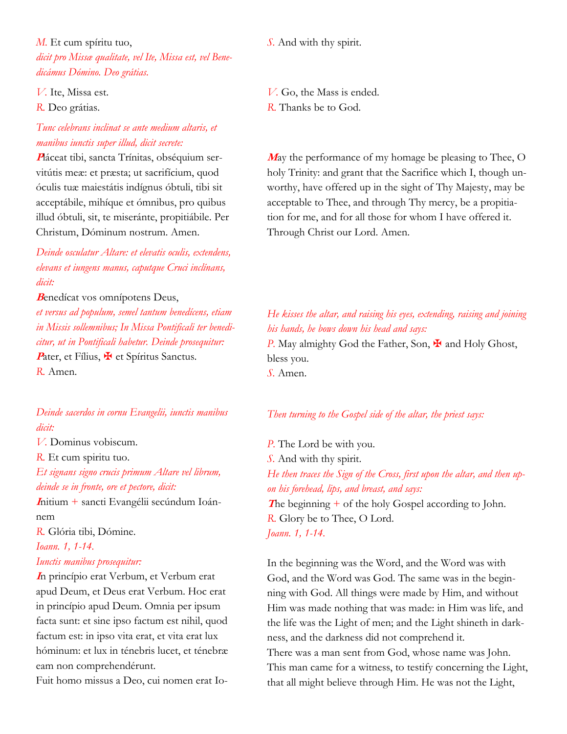*M.* Et cum spíritu tuo,

*dicit pro Missæ qualitate, vel Ite, Missa est, vel Benedicámus Dómino. Deo grátias.*

*S.* And with thy spirit.

*V.* Ite, Missa est.
*R.* Deo grátias.

*V.* Go, the Mass is ended.
*R.* Thanks be to God.

*Tunc celebrans inclinat se ante medium altaris, et manibus iunctis super illud, dicit secrete:*

**P**láceat tibi, sancta Trínitas, obséquium servitútis meæ: et præsta; ut sacrifícium, quod óculis tuæ maiestátis indígnus óbtuli, tibi sit acceptábile, mihíque et ómnibus, pro quibus illud óbtuli, sit, te miseránte, propitiábile. Per Christum, Dóminum nostrum. Amen.

**M**ay the performance of my homage be pleasing to Thee, O holy Trinity: and grant that the Sacrifice which I, though unworthy, have offered up in the sight of Thy Majesty, may be acceptable to Thee, and through Thy mercy, be a propitiation for me, and for all those for whom I have offered it. Through Christ our Lord. Amen.

*Deinde osculatur Altare: et elevatis oculis, extendens, elevans et iungens manus, caputque Cruci inclínans, dicit:*

**B**enedícat vos omnípotens Deus,

*et versus ad populum, semel tantum benedícens, etiam in Missis sollemnibus; In Missa Pontificali ter benedicitur, ut in Pontificali habetur. Deinde prosequitur:*

**P**ater, et Fílius, ✠ et Spíritus Sanctus.
*R.* Amen.

*He kisses the altar, and raising his eyes, extending, raising and joining his hands, he bows down his head and says:*

*P.* May almighty God the Father, Son, ✠ and Holy Ghost, bless you.
*S.* Amen.

*Deinde sacerdos in cornu Evangelii, iunctis manibus dicit:*

*V.* Dominus vobiscum.
*R.* Et cum spiritu tuo.

*Et signans signo crucis primum Altare vel librum, deinde se in fronte, ore et pectore, dicit:*

**I**nitium + sancti Evangélii secúndum Ioánnem
*R.* Glória tibi, Dómine.

*Ioann. 1, 1-14.*

*Iunctis manibus prosequitur:*

**I**n princípio erat Verbum, et Verbum erat apud Deum, et Deus erat Verbum. Hoc erat in princípio apud Deum. Omnia per ipsum facta sunt: et sine ipso factum est nihil, quod factum est: in ipso vita erat, et vita erat lux hóminum: et lux in ténebris lucet, et ténebræ eam non comprehendérunt.
Fuit homo missus a Deo, cui nomen erat Io-

*Then turning to the Gospel side of the altar, the priest says:*

*P.* The Lord be with you.
*S.* And with thy spirit.

*He then traces the Sign of the Cross, first upon the altar, and then upon his forehead, lips, and breast, and says:*

**T**he beginning + of the holy Gospel according to John.
*R.* Glory be to Thee, O Lord.

*Joann. 1, 1-14.*

In the beginning was the Word, and the Word was with God, and the Word was God. The same was in the beginning with God. All things were made by Him, and without Him was made nothing that was made: in Him was life, and the life was the Light of men; and the Light shineth in darkness, and the darkness did not comprehend it.
There was a man sent from God, whose name was John. This man came for a witness, to testify concerning the Light, that all might believe through Him. He was not the Light,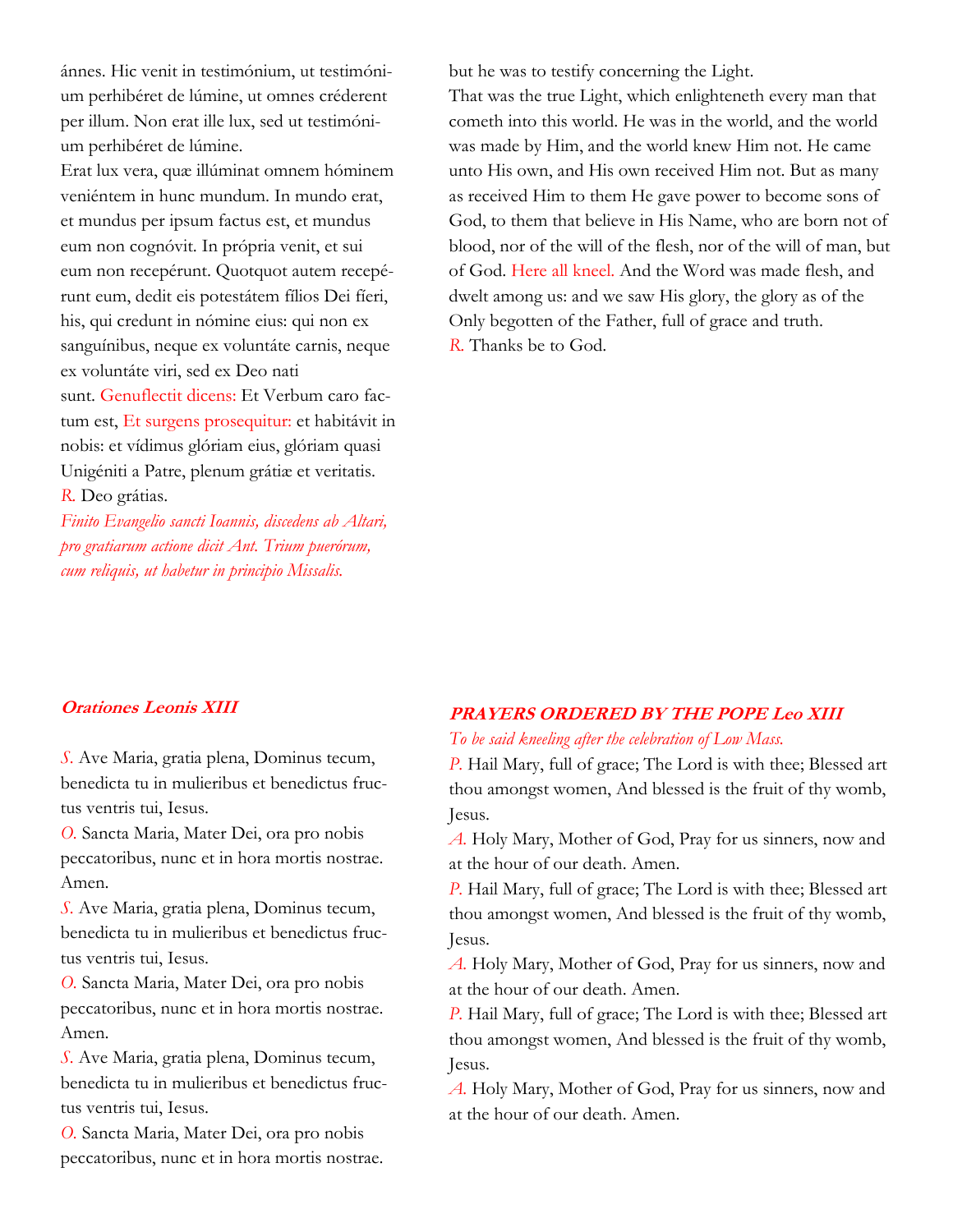ánnes. Hic venit in testimónium, ut testimónium perhibéret de lúmine, ut omnes créderent per illum. Non erat ille lux, sed ut testimónium perhibéret de lúmine.

Erat lux vera, quæ illúminat omnem hóminem veniéntem in hunc mundum. In mundo erat, et mundus per ipsum factus est, et mundus eum non cognóvit. In própria venit, et sui eum non recepérunt. Quotquot autem recepérunt eum, dedit eis potestátem fílios Dei fíeri, his, qui credunt in nómine eius: qui non ex sanguínibus, neque ex voluntáte carnis, neque ex voluntáte viri, sed ex Deo nati sunt. Genuflectit dicens: Et Verbum caro factum est, Et surgens prosequitur: et habitávit in nobis: et vídimus glóriam eius, glóriam quasi Unigéniti a Patre, plenum grátiæ et veritatis.

R. Deo grátias.

*Finito Evangelio sancti Ioannis, discedens ab Altari, pro gratiarum actione dicit Ant. Trium puerórum, cum reliquis, ut habetur in principio Missalis.*

but he was to testify concerning the Light.

That was the true Light, which enlighteneth every man that cometh into this world. He was in the world, and the world was made by Him, and the world knew Him not. He came unto His own, and His own received Him not. But as many as received Him to them He gave power to become sons of God, to them that believe in His Name, who are born not of blood, nor of the will of the flesh, nor of the will of man, but of God. Here all kneel. And the Word was made flesh, and dwelt among us: and we saw His glory, the glory as of the Only begotten of the Father, full of grace and truth.

R. Thanks be to God.

### *Orationes Leonis XIII*

S. Ave Maria, gratia plena, Dominus tecum, benedicta tu in mulieribus et benedictus fructus ventris tui, Iesus.

O. Sancta Maria, Mater Dei, ora pro nobis peccatoribus, nunc et in hora mortis nostrae. Amen.

S. Ave Maria, gratia plena, Dominus tecum, benedicta tu in mulieribus et benedictus fructus ventris tui, Iesus.

O. Sancta Maria, Mater Dei, ora pro nobis peccatoribus, nunc et in hora mortis nostrae. Amen.

S. Ave Maria, gratia plena, Dominus tecum, benedicta tu in mulieribus et benedictus fructus ventris tui, Iesus.

O. Sancta Maria, Mater Dei, ora pro nobis peccatoribus, nunc et in hora mortis nostrae.

### *PRAYERS ORDERED BY THE POPE Leo XIII*

*To be said kneeling after the celebration of Low Mass.*

P. Hail Mary, full of grace; The Lord is with thee; Blessed art thou amongst women, And blessed is the fruit of thy womb, Jesus.

A. Holy Mary, Mother of God, Pray for us sinners, now and at the hour of our death. Amen.

P. Hail Mary, full of grace; The Lord is with thee; Blessed art thou amongst women, And blessed is the fruit of thy womb, Jesus.

A. Holy Mary, Mother of God, Pray for us sinners, now and at the hour of our death. Amen.

P. Hail Mary, full of grace; The Lord is with thee; Blessed art thou amongst women, And blessed is the fruit of thy womb, Jesus.

A. Holy Mary, Mother of God, Pray for us sinners, now and at the hour of our death. Amen.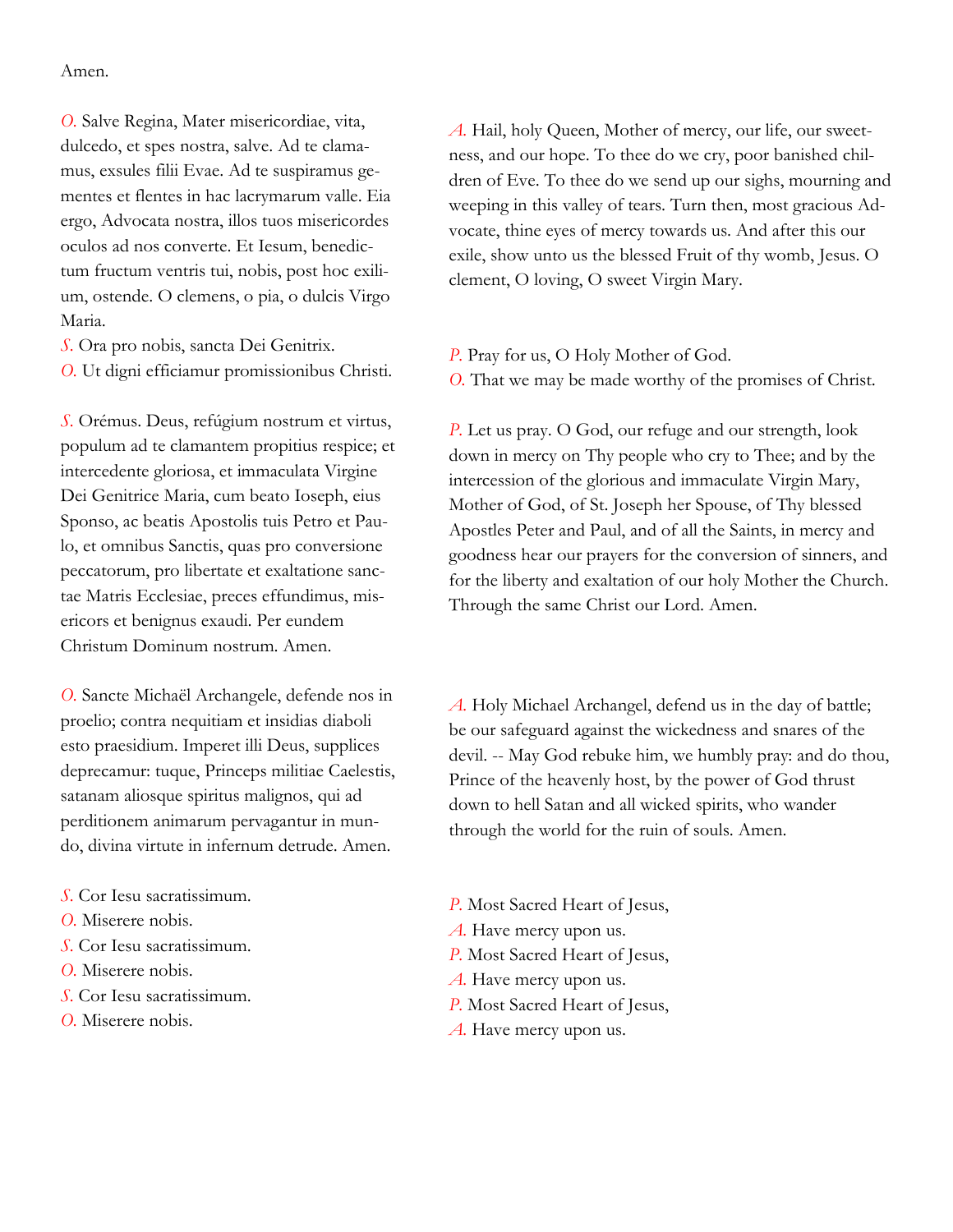Amen.

*O.* Salve Regina, Mater misericordiae, vita, dulcedo, et spes nostra, salve. Ad te clamamus, exsules filii Evae. Ad te suspiramus gementes et flentes in hac lacrymarum valle. Eia ergo, Advocata nostra, illos tuos misericordes oculos ad nos converte. Et Iesum, benedictum fructum ventris tui, nobis, post hoc exilium, ostende. O clemens, o pia, o dulcis Virgo Maria.

*A.* Hail, holy Queen, Mother of mercy, our life, our sweetness, and our hope. To thee do we cry, poor banished children of Eve. To thee do we send up our sighs, mourning and weeping in this valley of tears. Turn then, most gracious Advocate, thine eyes of mercy towards us. And after this our exile, show unto us the blessed Fruit of thy womb, Jesus. O clement, O loving, O sweet Virgin Mary.

*S.* Ora pro nobis, sancta Dei Genitrix.
*O.* Ut digni efficiamur promissionibus Christi.

*P.* Pray for us, O Holy Mother of God.
*O.* That we may be made worthy of the promises of Christ.

*S.* Orémus. Deus, refúgium nostrum et virtus, populum ad te clamantem propitius respice; et intercedente gloriosa, et immaculata Virgine Dei Genitrice Maria, cum beato Ioseph, eius Sponso, ac beatis Apostolis tuis Petro et Paulo, et omnibus Sanctis, quas pro conversione peccatorum, pro libertate et exaltatione sanctae Matris Ecclesiae, preces effundimus, misericors et benignus exaudi. Per eundem Christum Dominum nostrum. Amen.

*P.* Let us pray. O God, our refuge and our strength, look down in mercy on Thy people who cry to Thee; and by the intercession of the glorious and immaculate Virgin Mary, Mother of God, of St. Joseph her Spouse, of Thy blessed Apostles Peter and Paul, and of all the Saints, in mercy and goodness hear our prayers for the conversion of sinners, and for the liberty and exaltation of our holy Mother the Church. Through the same Christ our Lord. Amen.

*O.* Sancte Michaël Archangele, defende nos in proelio; contra nequitiam et insidias diaboli esto praesidium. Imperet illi Deus, supplices deprecamur: tuque, Princeps militiae Caelestis, satanam aliosque spiritus malignos, qui ad perditionem animarum pervagantur in mundo, divina virtute in infernum detrude. Amen.

*A.* Holy Michael Archangel, defend us in the day of battle; be our safeguard against the wickedness and snares of the devil. -- May God rebuke him, we humbly pray: and do thou, Prince of the heavenly host, by the power of God thrust down to hell Satan and all wicked spirits, who wander through the world for the ruin of souls. Amen.

*S.* Cor Iesu sacratissimum.
*O.* Miserere nobis.
*S.* Cor Iesu sacratissimum.
*O.* Miserere nobis.
*S.* Cor Iesu sacratissimum.
*O.* Miserere nobis.

*P.* Most Sacred Heart of Jesus,
*A.* Have mercy upon us.
*P.* Most Sacred Heart of Jesus,
*A.* Have mercy upon us.
*P.* Most Sacred Heart of Jesus,
*A.* Have mercy upon us.